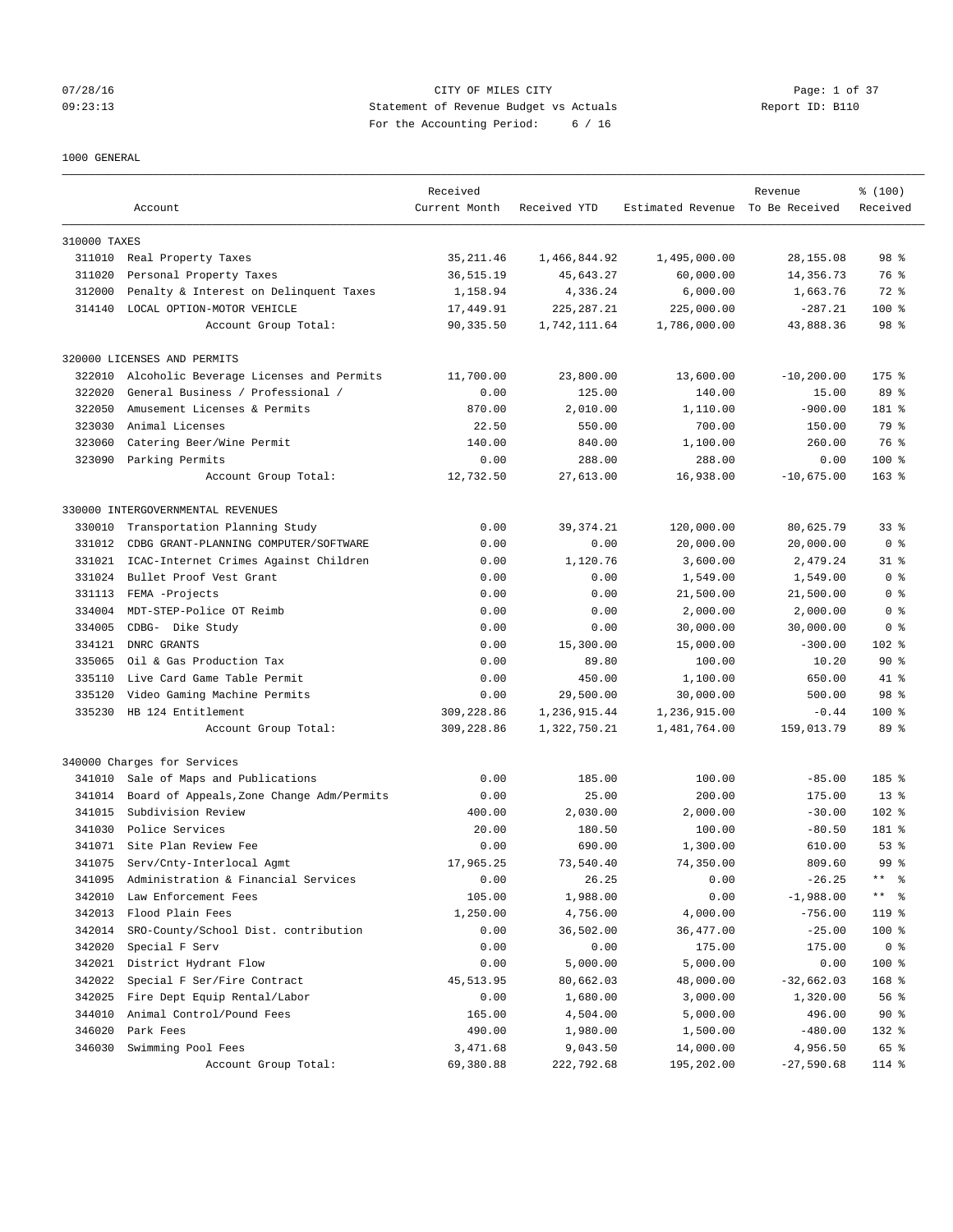CITY OF MILES CITY
Statement of Revenue Budget vs Actuals
For the Accounting Period: 6 / 16

07/28/16 09:23:13 — Report ID: B110

1000 GENERAL

| | Account | Received Current Month | Received YTD | Estimated Revenue | Revenue To Be Received | % (100) Received |
|---|---|---|---|---|---|---|
| **310000 TAXES** | | | | | | |
| 311010 | Real Property Taxes | 35,211.46 | 1,466,844.92 | 1,495,000.00 | 28,155.08 | 98 % |
| 311020 | Personal Property Taxes | 36,515.19 | 45,643.27 | 60,000.00 | 14,356.73 | 76 % |
| 312000 | Penalty & Interest on Delinquent Taxes | 1,158.94 | 4,336.24 | 6,000.00 | 1,663.76 | 72 % |
| 314140 | LOCAL OPTION-MOTOR VEHICLE | 17,449.91 | 225,287.21 | 225,000.00 | -287.21 | 100 % |
| | Account Group Total: | 90,335.50 | 1,742,111.64 | 1,786,000.00 | 43,888.36 | 98 % |
| **320000 LICENSES AND PERMITS** | | | | | | |
| 322010 | Alcoholic Beverage Licenses and Permits | 11,700.00 | 23,800.00 | 13,600.00 | -10,200.00 | 175 % |
| 322020 | General Business / Professional / | 0.00 | 125.00 | 140.00 | 15.00 | 89 % |
| 322050 | Amusement Licenses & Permits | 870.00 | 2,010.00 | 1,110.00 | -900.00 | 181 % |
| 323030 | Animal Licenses | 22.50 | 550.00 | 700.00 | 150.00 | 79 % |
| 323060 | Catering Beer/Wine Permit | 140.00 | 840.00 | 1,100.00 | 260.00 | 76 % |
| 323090 | Parking Permits | 0.00 | 288.00 | 288.00 | 0.00 | 100 % |
| | Account Group Total: | 12,732.50 | 27,613.00 | 16,938.00 | -10,675.00 | 163 % |
| **330000 INTERGOVERNMENTAL REVENUES** | | | | | | |
| 330010 | Transportation Planning Study | 0.00 | 39,374.21 | 120,000.00 | 80,625.79 | 33 % |
| 331012 | CDBG GRANT-PLANNING COMPUTER/SOFTWARE | 0.00 | 0.00 | 20,000.00 | 20,000.00 | 0 % |
| 331021 | ICAC-Internet Crimes Against Children | 0.00 | 1,120.76 | 3,600.00 | 2,479.24 | 31 % |
| 331024 | Bullet Proof Vest Grant | 0.00 | 0.00 | 1,549.00 | 1,549.00 | 0 % |
| 331113 | FEMA -Projects | 0.00 | 0.00 | 21,500.00 | 21,500.00 | 0 % |
| 334004 | MDT-STEP-Police OT Reimb | 0.00 | 0.00 | 2,000.00 | 2,000.00 | 0 % |
| 334005 | CDBG- Dike Study | 0.00 | 0.00 | 30,000.00 | 30,000.00 | 0 % |
| 334121 | DNRC GRANTS | 0.00 | 15,300.00 | 15,000.00 | -300.00 | 102 % |
| 335065 | Oil & Gas Production Tax | 0.00 | 89.80 | 100.00 | 10.20 | 90 % |
| 335110 | Live Card Game Table Permit | 0.00 | 450.00 | 1,100.00 | 650.00 | 41 % |
| 335120 | Video Gaming Machine Permits | 0.00 | 29,500.00 | 30,000.00 | 500.00 | 98 % |
| 335230 | HB 124 Entitlement | 309,228.86 | 1,236,915.44 | 1,236,915.00 | -0.44 | 100 % |
| | Account Group Total: | 309,228.86 | 1,322,750.21 | 1,481,764.00 | 159,013.79 | 89 % |
| **340000 Charges for Services** | | | | | | |
| 341010 | Sale of Maps and Publications | 0.00 | 185.00 | 100.00 | -85.00 | 185 % |
| 341014 | Board of Appeals,Zone Change Adm/Permits | 0.00 | 25.00 | 200.00 | 175.00 | 13 % |
| 341015 | Subdivision Review | 400.00 | 2,030.00 | 2,000.00 | -30.00 | 102 % |
| 341030 | Police Services | 20.00 | 180.50 | 100.00 | -80.50 | 181 % |
| 341071 | Site Plan Review Fee | 0.00 | 690.00 | 1,300.00 | 610.00 | 53 % |
| 341075 | Serv/Cnty-Interlocal Agmt | 17,965.25 | 73,540.40 | 74,350.00 | 809.60 | 99 % |
| 341095 | Administration & Financial Services | 0.00 | 26.25 | 0.00 | -26.25 | ** % |
| 342010 | Law Enforcement Fees | 105.00 | 1,988.00 | 0.00 | -1,988.00 | ** % |
| 342013 | Flood Plain Fees | 1,250.00 | 4,756.00 | 4,000.00 | -756.00 | 119 % |
| 342014 | SRO-County/School Dist. contribution | 0.00 | 36,502.00 | 36,477.00 | -25.00 | 100 % |
| 342020 | Special F Serv | 0.00 | 0.00 | 175.00 | 175.00 | 0 % |
| 342021 | District Hydrant Flow | 0.00 | 5,000.00 | 5,000.00 | 0.00 | 100 % |
| 342022 | Special F Ser/Fire Contract | 45,513.95 | 80,662.03 | 48,000.00 | -32,662.03 | 168 % |
| 342025 | Fire Dept Equip Rental/Labor | 0.00 | 1,680.00 | 3,000.00 | 1,320.00 | 56 % |
| 344010 | Animal Control/Pound Fees | 165.00 | 4,504.00 | 5,000.00 | 496.00 | 90 % |
| 346020 | Park Fees | 490.00 | 1,980.00 | 1,500.00 | -480.00 | 132 % |
| 346030 | Swimming Pool Fees | 3,471.68 | 9,043.50 | 14,000.00 | 4,956.50 | 65 % |
| | Account Group Total: | 69,380.88 | 222,792.68 | 195,202.00 | -27,590.68 | 114 % |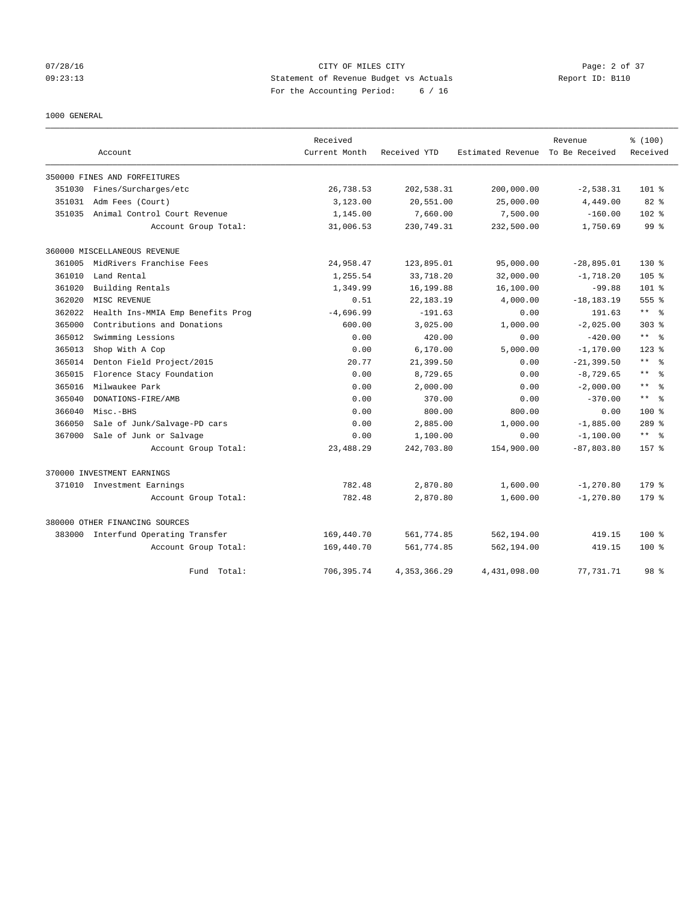CITY OF MILES CITY
Statement of Revenue Budget vs Actuals
For the Accounting Period: 6 / 16

07/28/16
09:23:13

Report ID: B110

1000 GENERAL

| Account | | Received Current Month | Received YTD | Estimated Revenue | Revenue To Be Received | % (100) Received |
|---|---|---|---|---|---|---|
| 350000 FINES AND FORFEITURES | | | | | | |
| 351030 | Fines/Surcharges/etc | 26,738.53 | 202,538.31 | 200,000.00 | -2,538.31 | 101 % |
| 351031 | Adm Fees (Court) | 3,123.00 | 20,551.00 | 25,000.00 | 4,449.00 | 82 % |
| 351035 | Animal Control Court Revenue | 1,145.00 | 7,660.00 | 7,500.00 | -160.00 | 102 % |
| | Account Group Total: | 31,006.53 | 230,749.31 | 232,500.00 | 1,750.69 | 99 % |
| 360000 MISCELLANEOUS REVENUE | | | | | | |
| 361005 | MidRivers Franchise Fees | 24,958.47 | 123,895.01 | 95,000.00 | -28,895.01 | 130 % |
| 361010 | Land Rental | 1,255.54 | 33,718.20 | 32,000.00 | -1,718.20 | 105 % |
| 361020 | Building Rentals | 1,349.99 | 16,199.88 | 16,100.00 | -99.88 | 101 % |
| 362020 | MISC REVENUE | 0.51 | 22,183.19 | 4,000.00 | -18,183.19 | 555 % |
| 362022 | Health Ins-MMIA Emp Benefits Prog | -4,696.99 | -191.63 | 0.00 | 191.63 | ** % |
| 365000 | Contributions and Donations | 600.00 | 3,025.00 | 1,000.00 | -2,025.00 | 303 % |
| 365012 | Swimming Lessions | 0.00 | 420.00 | 0.00 | -420.00 | ** % |
| 365013 | Shop With A Cop | 0.00 | 6,170.00 | 5,000.00 | -1,170.00 | 123 % |
| 365014 | Denton Field Project/2015 | 20.77 | 21,399.50 | 0.00 | -21,399.50 | ** % |
| 365015 | Florence Stacy Foundation | 0.00 | 8,729.65 | 0.00 | -8,729.65 | ** % |
| 365016 | Milwaukee Park | 0.00 | 2,000.00 | 0.00 | -2,000.00 | ** % |
| 365040 | DONATIONS-FIRE/AMB | 0.00 | 370.00 | 0.00 | -370.00 | ** % |
| 366040 | Misc.-BHS | 0.00 | 800.00 | 800.00 | 0.00 | 100 % |
| 366050 | Sale of Junk/Salvage-PD cars | 0.00 | 2,885.00 | 1,000.00 | -1,885.00 | 289 % |
| 367000 | Sale of Junk or Salvage | 0.00 | 1,100.00 | 0.00 | -1,100.00 | ** % |
| | Account Group Total: | 23,488.29 | 242,703.80 | 154,900.00 | -87,803.80 | 157 % |
| 370000 INVESTMENT EARNINGS | | | | | | |
| 371010 | Investment Earnings | 782.48 | 2,870.80 | 1,600.00 | -1,270.80 | 179 % |
| | Account Group Total: | 782.48 | 2,870.80 | 1,600.00 | -1,270.80 | 179 % |
| 380000 OTHER FINANCING SOURCES | | | | | | |
| 383000 | Interfund Operating Transfer | 169,440.70 | 561,774.85 | 562,194.00 | 419.15 | 100 % |
| | Account Group Total: | 169,440.70 | 561,774.85 | 562,194.00 | 419.15 | 100 % |
| | Fund Total: | 706,395.74 | 4,353,366.29 | 4,431,098.00 | 77,731.71 | 98 % |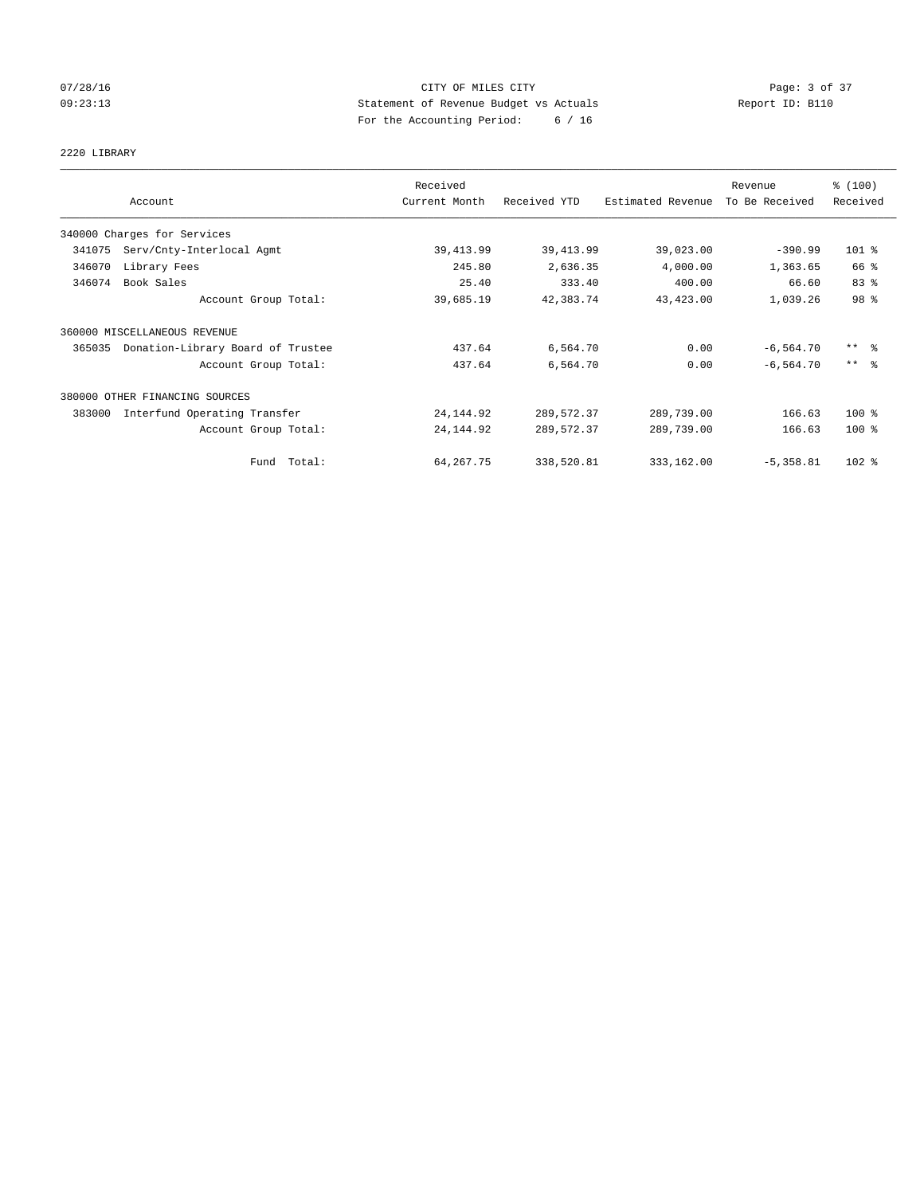CITY OF MILES CITY
Statement of Revenue Budget vs Actuals
For the Accounting Period: 6 / 16

07/28/16
09:23:13

Report ID: B110

## 2220 LIBRARY

| Account | Received Current Month | Received YTD | Estimated Revenue | Revenue To Be Received | % (100) Received |
|---|---|---|---|---|---|
| 340000 Charges for Services | | | | | |
| 341075 Serv/Cnty-Interlocal Agmt | 39,413.99 | 39,413.99 | 39,023.00 | -390.99 | 101 % |
| 346070 Library Fees | 245.80 | 2,636.35 | 4,000.00 | 1,363.65 | 66 % |
| 346074 Book Sales | 25.40 | 333.40 | 400.00 | 66.60 | 83 % |
| Account Group Total: | 39,685.19 | 42,383.74 | 43,423.00 | 1,039.26 | 98 % |
| 360000 MISCELLANEOUS REVENUE | | | | | |
| 365035 Donation-Library Board of Trustee | 437.64 | 6,564.70 | 0.00 | -6,564.70 | ** % |
| Account Group Total: | 437.64 | 6,564.70 | 0.00 | -6,564.70 | ** % |
| 380000 OTHER FINANCING SOURCES | | | | | |
| 383000 Interfund Operating Transfer | 24,144.92 | 289,572.37 | 289,739.00 | 166.63 | 100 % |
| Account Group Total: | 24,144.92 | 289,572.37 | 289,739.00 | 166.63 | 100 % |
| Fund Total: | 64,267.75 | 338,520.81 | 333,162.00 | -5,358.81 | 102 % |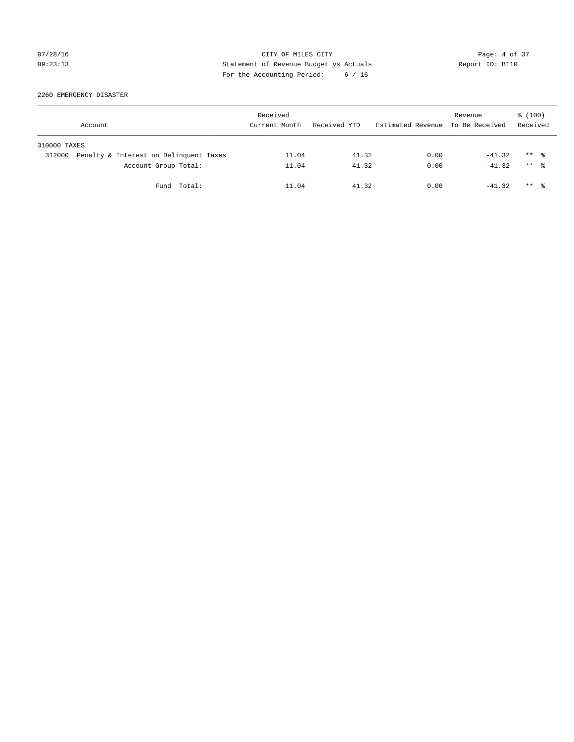07/28/16 CITY OF MILES CITY
09:23:13 Statement of Revenue Budget vs Actuals Report ID: B110
For the Accounting Period: 6 / 16

2260 EMERGENCY DISASTER

| Account | Received Current Month | Received YTD | Estimated Revenue | Revenue To Be Received | % (100) Received |
|---|---|---|---|---|---|
| 310000 TAXES | | | | | |
| 312000 Penalty & Interest on Delinquent Taxes | 11.04 | 41.32 | 0.00 | -41.32 | ** % |
| Account Group Total: | 11.04 | 41.32 | 0.00 | -41.32 | ** % |
| Fund Total: | 11.04 | 41.32 | 0.00 | -41.32 | ** % |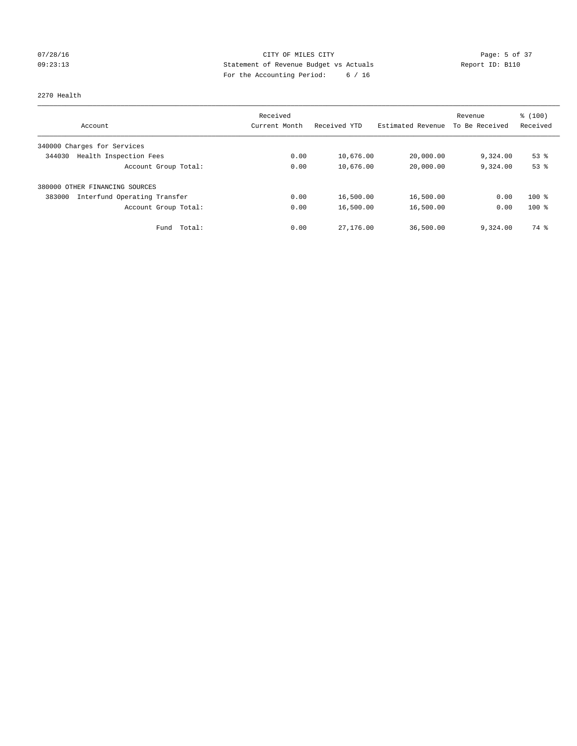CITY OF MILES CITY
Statement of Revenue Budget vs Actuals
For the Accounting Period: 6 / 16

07/28/16
09:23:13

Report ID: B110

2270 Health

| Account | Received Current Month | Received YTD | Estimated Revenue | Revenue To Be Received | % (100) Received |
|---|---|---|---|---|---|
| 340000 Charges for Services | | | | | |
| 344030 Health Inspection Fees | 0.00 | 10,676.00 | 20,000.00 | 9,324.00 | 53 % |
| Account Group Total: | 0.00 | 10,676.00 | 20,000.00 | 9,324.00 | 53 % |
| 380000 OTHER FINANCING SOURCES | | | | | |
| 383000 Interfund Operating Transfer | 0.00 | 16,500.00 | 16,500.00 | 0.00 | 100 % |
| Account Group Total: | 0.00 | 16,500.00 | 16,500.00 | 0.00 | 100 % |
| Fund Total: | 0.00 | 27,176.00 | 36,500.00 | 9,324.00 | 74 % |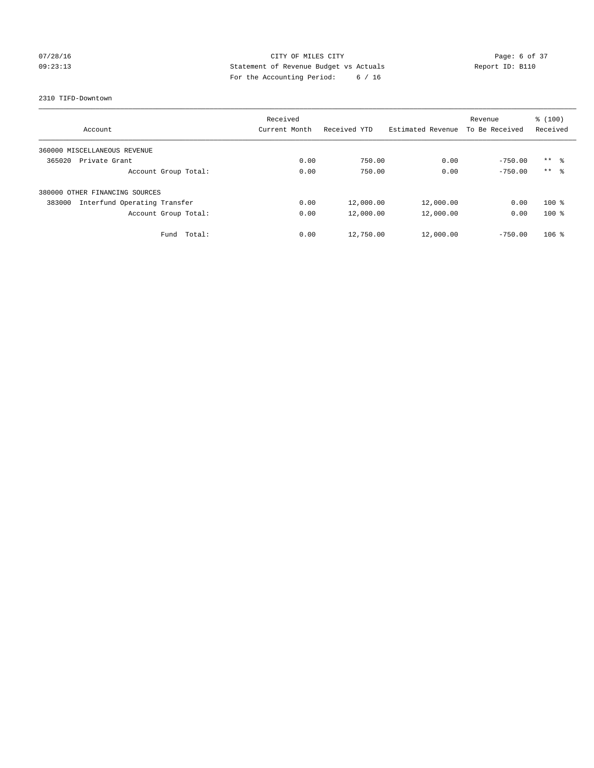07/28/16 CITY OF MILES CITY

09:23:13 Statement of Revenue Budget vs Actuals Report ID: B110

For the Accounting Period: 6 / 16

2310 TIFD-Downtown

| Account | Received Current Month | Received YTD | Estimated Revenue | Revenue To Be Received | % (100) Received |
|---|---|---|---|---|---|
| 360000 MISCELLANEOUS REVENUE | | | | | |
| 365020 Private Grant | 0.00 | 750.00 | 0.00 | -750.00 | ** % |
| Account Group Total: | 0.00 | 750.00 | 0.00 | -750.00 | ** % |
| 380000 OTHER FINANCING SOURCES | | | | | |
| 383000 Interfund Operating Transfer | 0.00 | 12,000.00 | 12,000.00 | 0.00 | 100 % |
| Account Group Total: | 0.00 | 12,000.00 | 12,000.00 | 0.00 | 100 % |
| Fund Total: | 0.00 | 12,750.00 | 12,000.00 | -750.00 | 106 % |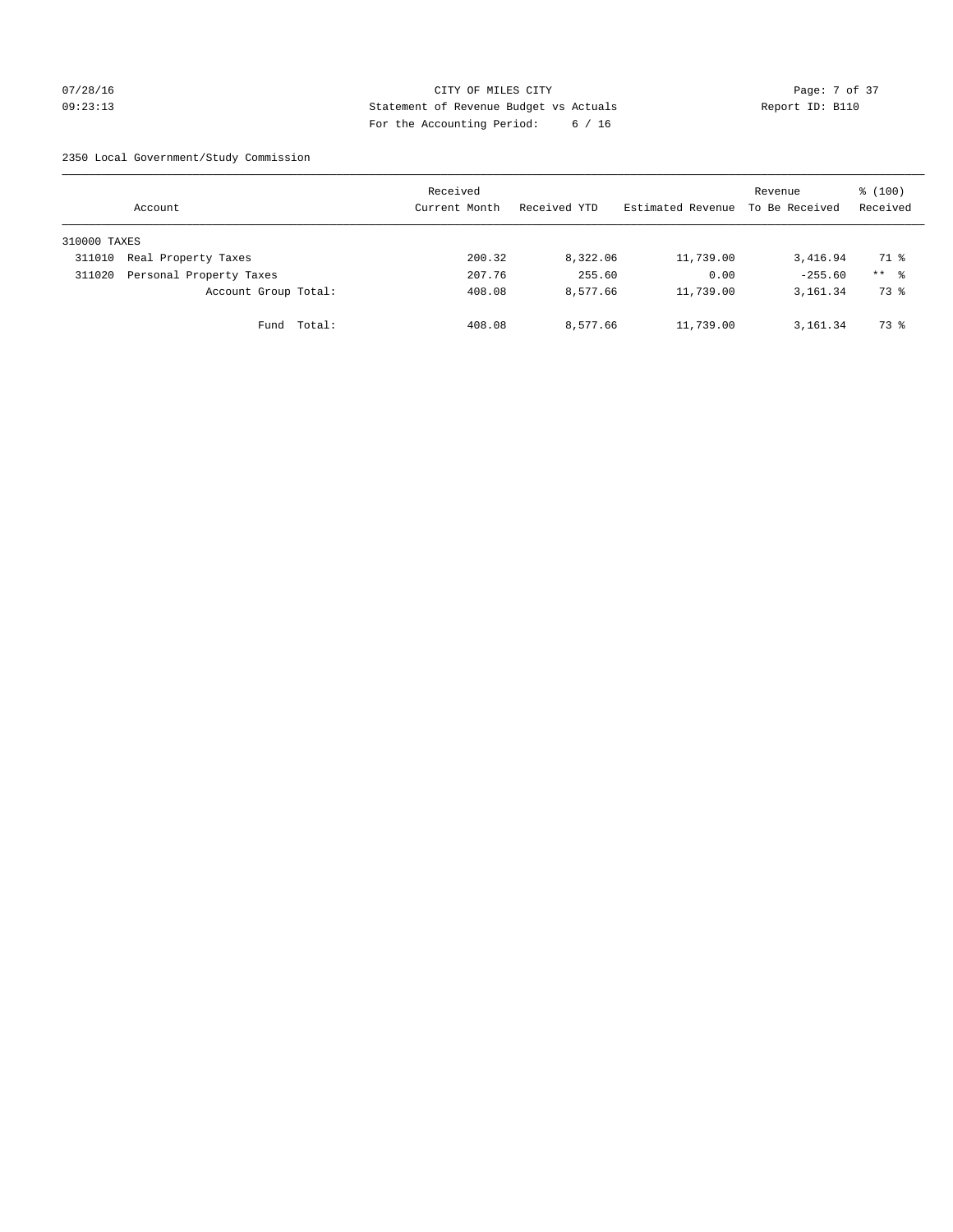CITY OF MILES CITY
Statement of Revenue Budget vs Actuals
For the Accounting Period: 6 / 16

07/28/16
09:23:13

Report ID: B110

2350 Local Government/Study Commission

| Account | Received Current Month | Received YTD | Estimated Revenue | Revenue To Be Received | % (100) Received |
|---|---|---|---|---|---|
| 310000 TAXES | | | | | |
| 311010 Real Property Taxes | 200.32 | 8,322.06 | 11,739.00 | 3,416.94 | 71 % |
| 311020 Personal Property Taxes | 207.76 | 255.60 | 0.00 | -255.60 | ** % |
| Account Group Total: | 408.08 | 8,577.66 | 11,739.00 | 3,161.34 | 73 % |
| Fund Total: | 408.08 | 8,577.66 | 11,739.00 | 3,161.34 | 73 % |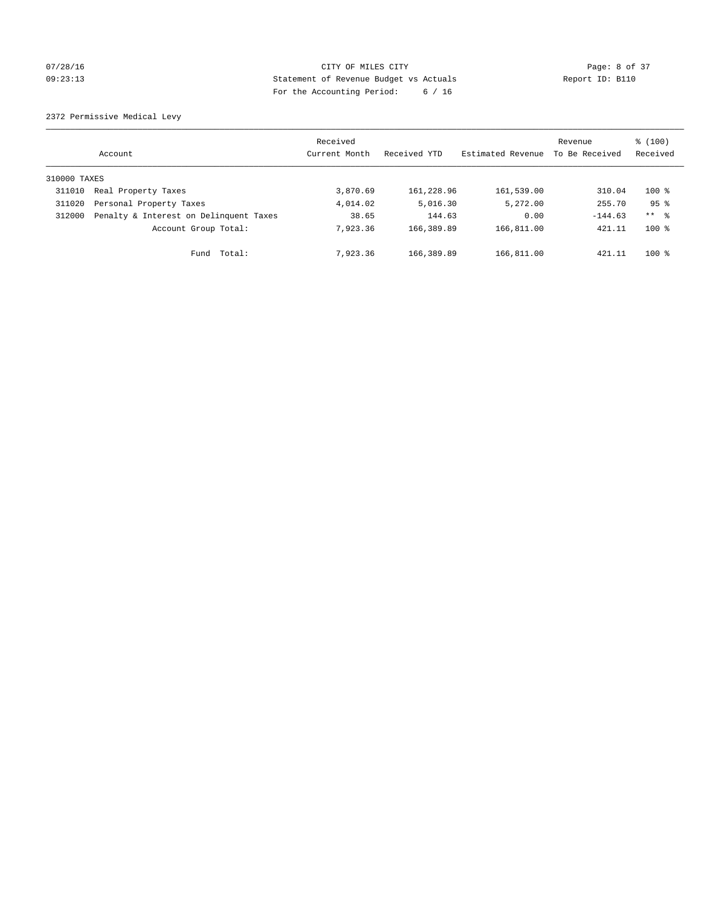CITY OF MILES CITY
Statement of Revenue Budget vs Actuals
For the Accounting Period: 6 / 16

07/28/16
09:23:13

Report ID: B110

2372 Permissive Medical Levy

| Account | | Received Current Month | Received YTD | Estimated Revenue | Revenue To Be Received | % (100) Received |
|---|---|---|---|---|---|---|
| 310000 TAXES | | | | | | |
| 311010 | Real Property Taxes | 3,870.69 | 161,228.96 | 161,539.00 | 310.04 | 100 % |
| 311020 | Personal Property Taxes | 4,014.02 | 5,016.30 | 5,272.00 | 255.70 | 95 % |
| 312000 | Penalty & Interest on Delinquent Taxes | 38.65 | 144.63 | 0.00 | -144.63 | ** % |
| | Account Group Total: | 7,923.36 | 166,389.89 | 166,811.00 | 421.11 | 100 % |
| | Fund Total: | 7,923.36 | 166,389.89 | 166,811.00 | 421.11 | 100 % |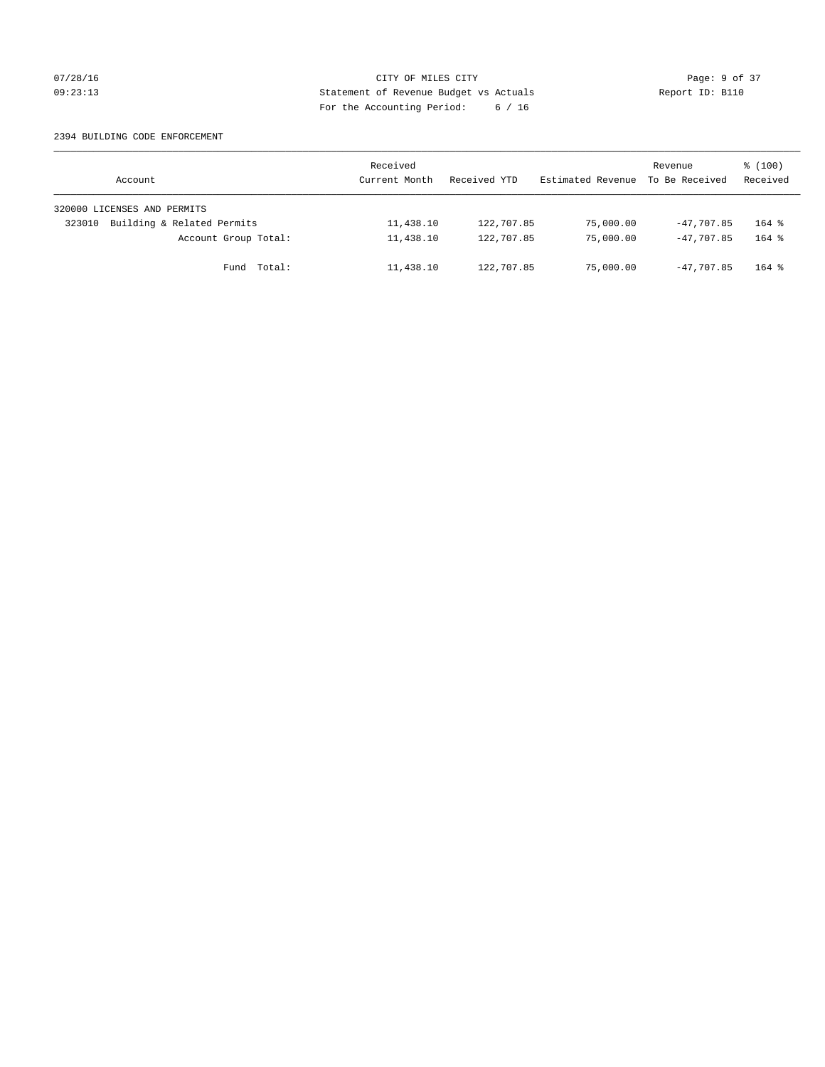CITY OF MILES CITY
Statement of Revenue Budget vs Actuals
For the Accounting Period: 6 / 16

07/28/16
09:23:13

Report ID: B110

2394 BUILDING CODE ENFORCEMENT

| Account | Received Current Month | Received YTD | Estimated Revenue | Revenue To Be Received | % (100) Received |
|---|---|---|---|---|---|
| 320000 LICENSES AND PERMITS | | | | | |
| 323010 Building & Related Permits | 11,438.10 | 122,707.85 | 75,000.00 | -47,707.85 | 164 % |
| Account Group Total: | 11,438.10 | 122,707.85 | 75,000.00 | -47,707.85 | 164 % |
| Fund Total: | 11,438.10 | 122,707.85 | 75,000.00 | -47,707.85 | 164 % |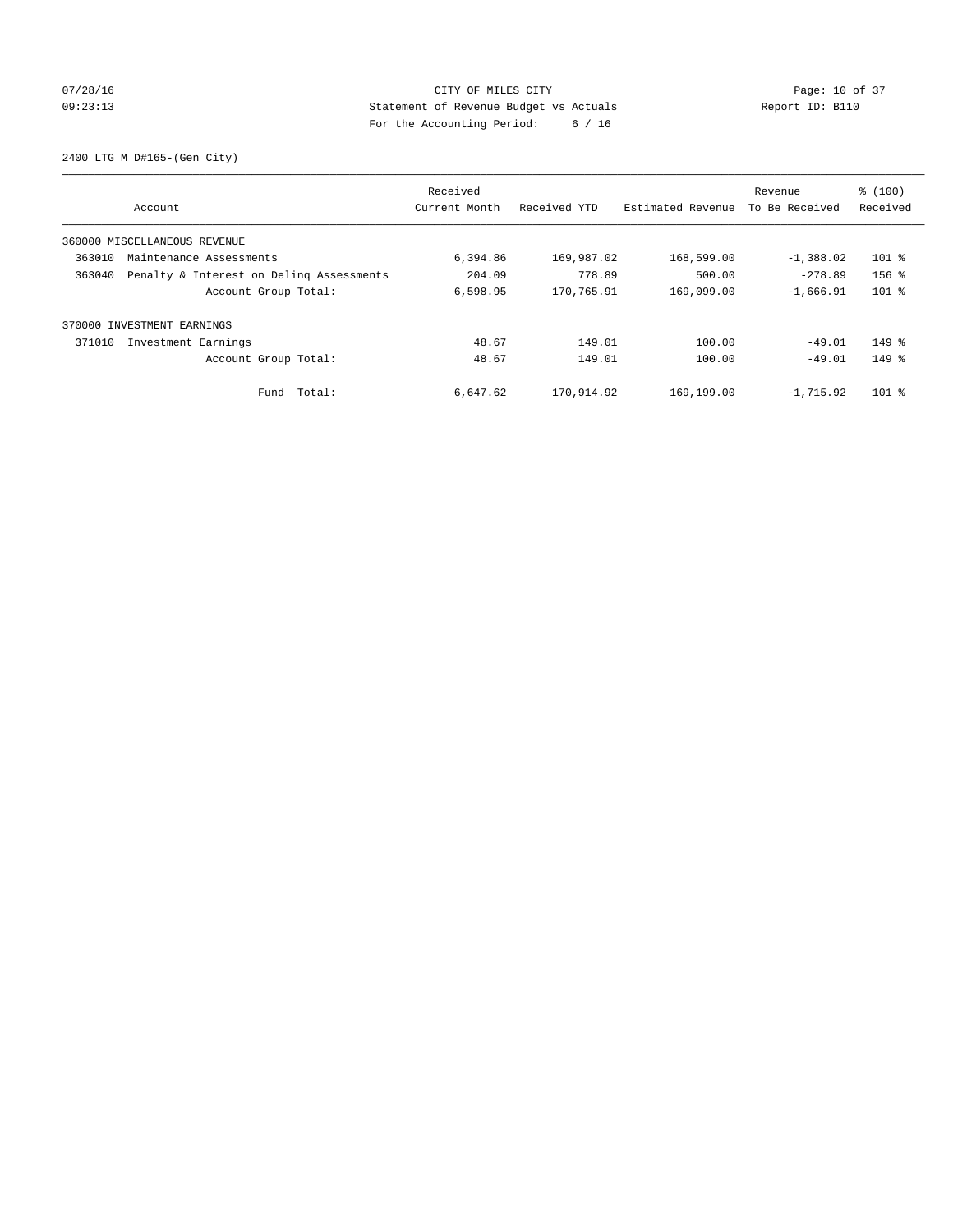CITY OF MILES CITY

Statement of Revenue Budget vs Actuals

For the Accounting Period: 6 / 16

07/28/16 09:23:13 Report ID: B110

2400 LTG M D#165-(Gen City)

| Account | | Received Current Month | Received YTD | Estimated Revenue | Revenue To Be Received | % (100) Received |
|---|---|---|---|---|---|---|
| 360000 MISCELLANEOUS REVENUE | | | | | | |
| 363010 | Maintenance Assessments | 6,394.86 | 169,987.02 | 168,599.00 | -1,388.02 | 101 % |
| 363040 | Penalty & Interest on Delinq Assessments | 204.09 | 778.89 | 500.00 | -278.89 | 156 % |
| | Account Group Total: | 6,598.95 | 170,765.91 | 169,099.00 | -1,666.91 | 101 % |
| 370000 INVESTMENT EARNINGS | | | | | | |
| 371010 | Investment Earnings | 48.67 | 149.01 | 100.00 | -49.01 | 149 % |
| | Account Group Total: | 48.67 | 149.01 | 100.00 | -49.01 | 149 % |
| | Fund Total: | 6,647.62 | 170,914.92 | 169,199.00 | -1,715.92 | 101 % |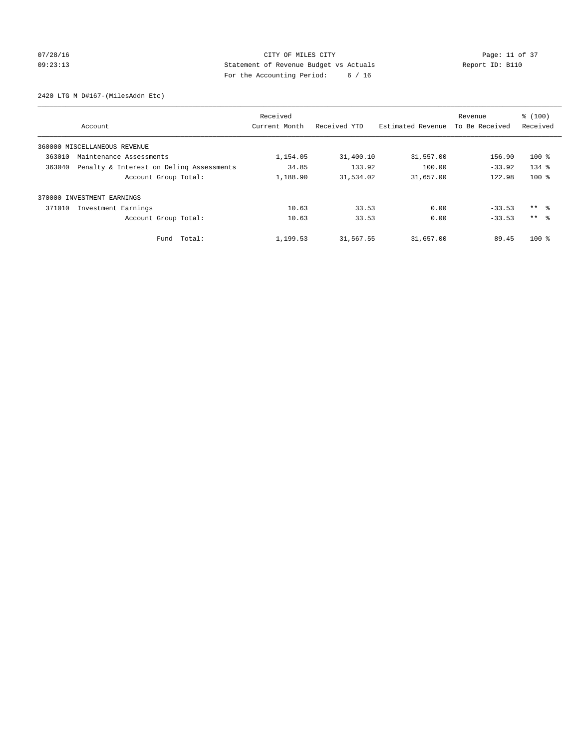CITY OF MILES CITY

Statement of Revenue Budget vs Actuals

For the Accounting Period: 6 / 16

07/28/16 09:23:13 Report ID: B110

2420 LTG M D#167-(MilesAddn Etc)

| Account | Received Current Month | Received YTD | Estimated Revenue | Revenue To Be Received | % (100) Received |
|---|---|---|---|---|---|
| 360000 MISCELLANEOUS REVENUE | | | | | |
| 363010 Maintenance Assessments | 1,154.05 | 31,400.10 | 31,557.00 | 156.90 | 100 % |
| 363040 Penalty & Interest on Delinq Assessments | 34.85 | 133.92 | 100.00 | -33.92 | 134 % |
| Account Group Total: | 1,188.90 | 31,534.02 | 31,657.00 | 122.98 | 100 % |
| 370000 INVESTMENT EARNINGS | | | | | |
| 371010 Investment Earnings | 10.63 | 33.53 | 0.00 | -33.53 | ** % |
| Account Group Total: | 10.63 | 33.53 | 0.00 | -33.53 | ** % |
| Fund Total: | 1,199.53 | 31,567.55 | 31,657.00 | 89.45 | 100 % |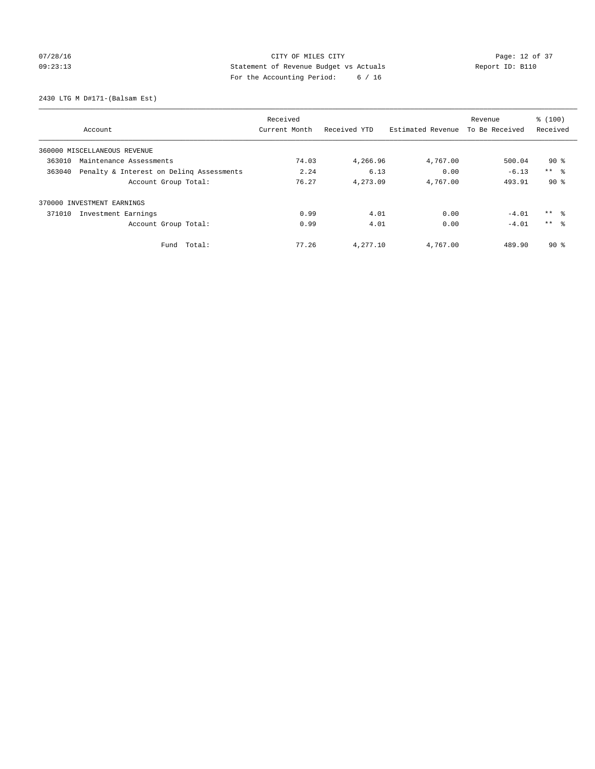CITY OF MILES CITY
Statement of Revenue Budget vs Actuals
For the Accounting Period: 6 / 16

07/28/16
09:23:13

Report ID: B110

2430 LTG M D#171-(Balsam Est)

| Account | Received Current Month | Received YTD | Estimated Revenue | Revenue To Be Received | % (100) Received |
|---|---|---|---|---|---|
| 360000 MISCELLANEOUS REVENUE | | | | | |
| 363010 Maintenance Assessments | 74.03 | 4,266.96 | 4,767.00 | 500.04 | 90 % |
| 363040 Penalty & Interest on Delinq Assessments | 2.24 | 6.13 | 0.00 | -6.13 | ** % |
| Account Group Total: | 76.27 | 4,273.09 | 4,767.00 | 493.91 | 90 % |
| 370000 INVESTMENT EARNINGS | | | | | |
| 371010 Investment Earnings | 0.99 | 4.01 | 0.00 | -4.01 | ** % |
| Account Group Total: | 0.99 | 4.01 | 0.00 | -4.01 | ** % |
| Fund Total: | 77.26 | 4,277.10 | 4,767.00 | 489.90 | 90 % |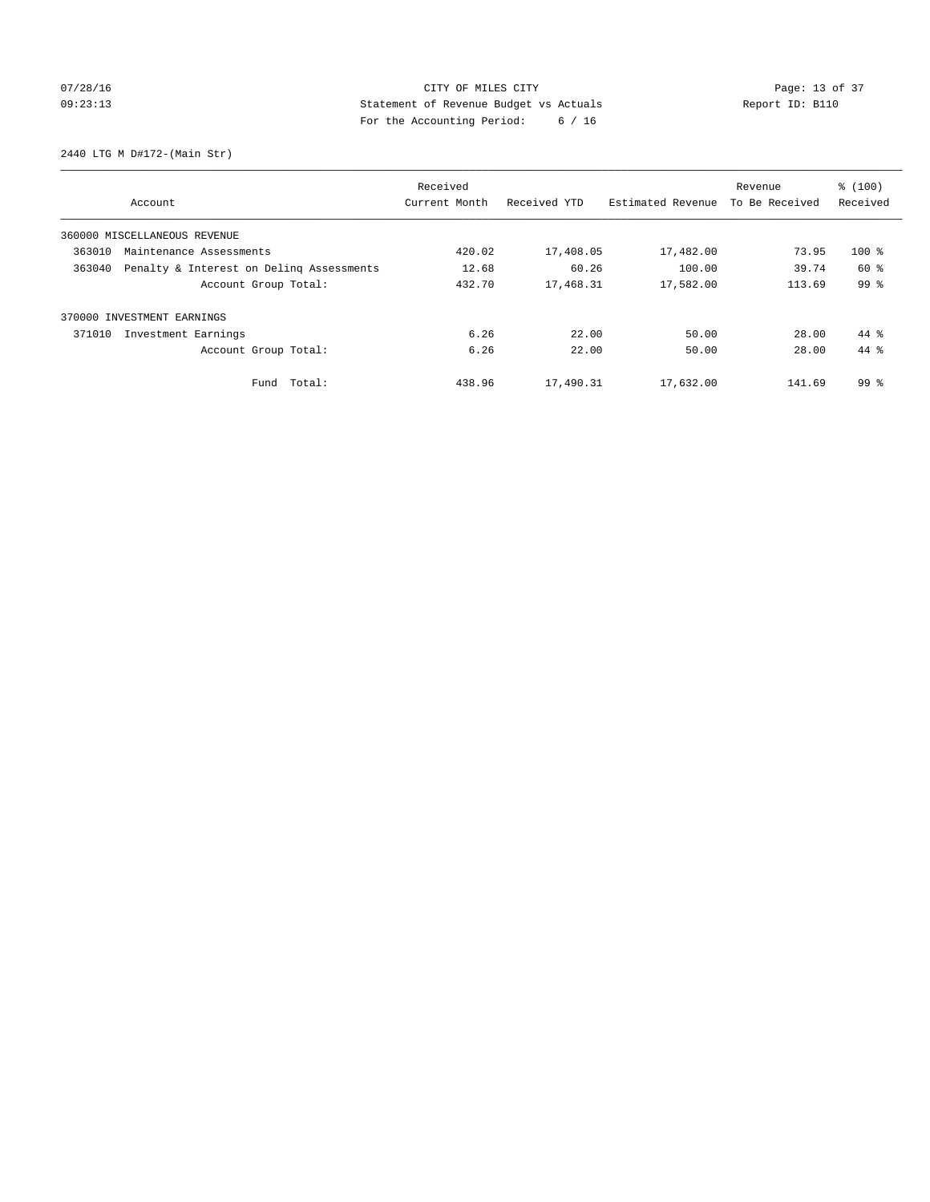07/28/16 CITY OF MILES CITY
09:23:13 Statement of Revenue Budget vs Actuals Report ID: B110
For the Accounting Period: 6 / 16

2440 LTG M D#172-(Main Str)

| Account | | Received Current Month | Received YTD | Estimated Revenue | Revenue To Be Received | % (100) Received |
|---|---|---|---|---|---|---|
| 360000 MISCELLANEOUS REVENUE | | | | | | |
| 363010 | Maintenance Assessments | 420.02 | 17,408.05 | 17,482.00 | 73.95 | 100 % |
| 363040 | Penalty & Interest on Delinq Assessments | 12.68 | 60.26 | 100.00 | 39.74 | 60 % |
| | Account Group Total: | 432.70 | 17,468.31 | 17,582.00 | 113.69 | 99 % |
| 370000 INVESTMENT EARNINGS | | | | | | |
| 371010 | Investment Earnings | 6.26 | 22.00 | 50.00 | 28.00 | 44 % |
| | Account Group Total: | 6.26 | 22.00 | 50.00 | 28.00 | 44 % |
| | Fund Total: | 438.96 | 17,490.31 | 17,632.00 | 141.69 | 99 % |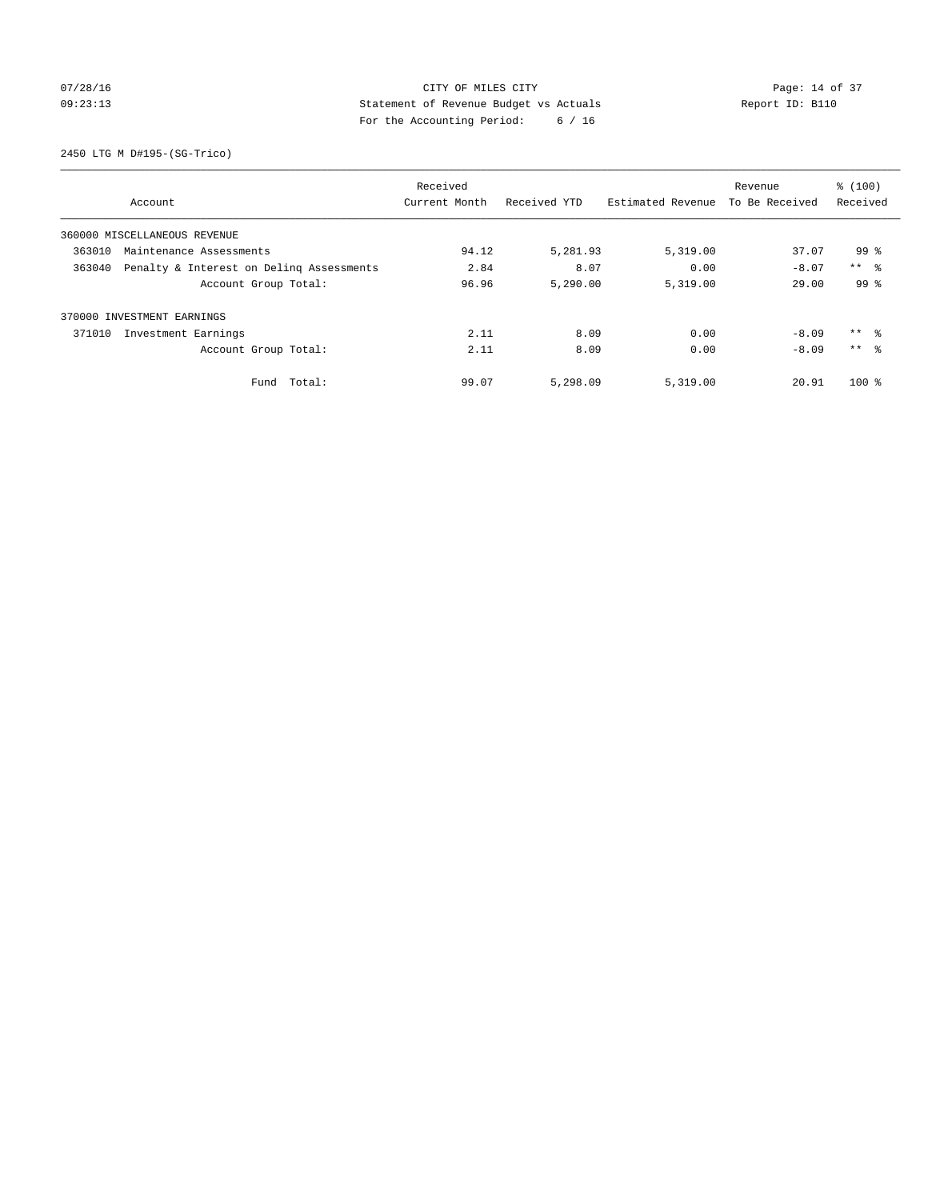CITY OF MILES CITY
Statement of Revenue Budget vs Actuals
For the Accounting Period: 6 / 16

07/28/16
09:23:13

Report ID: B110

2450 LTG M D#195-(SG-Trico)

| Account | Received Current Month | Received YTD | Estimated Revenue | Revenue To Be Received | % (100) Received |
|---|---|---|---|---|---|
| 360000 MISCELLANEOUS REVENUE | | | | | |
| 363010 Maintenance Assessments | 94.12 | 5,281.93 | 5,319.00 | 37.07 | 99 % |
| 363040 Penalty & Interest on Delinq Assessments | 2.84 | 8.07 | 0.00 | -8.07 | ** % |
| Account Group Total: | 96.96 | 5,290.00 | 5,319.00 | 29.00 | 99 % |
| 370000 INVESTMENT EARNINGS | | | | | |
| 371010 Investment Earnings | 2.11 | 8.09 | 0.00 | -8.09 | ** % |
| Account Group Total: | 2.11 | 8.09 | 0.00 | -8.09 | ** % |
| Fund Total: | 99.07 | 5,298.09 | 5,319.00 | 20.91 | 100 % |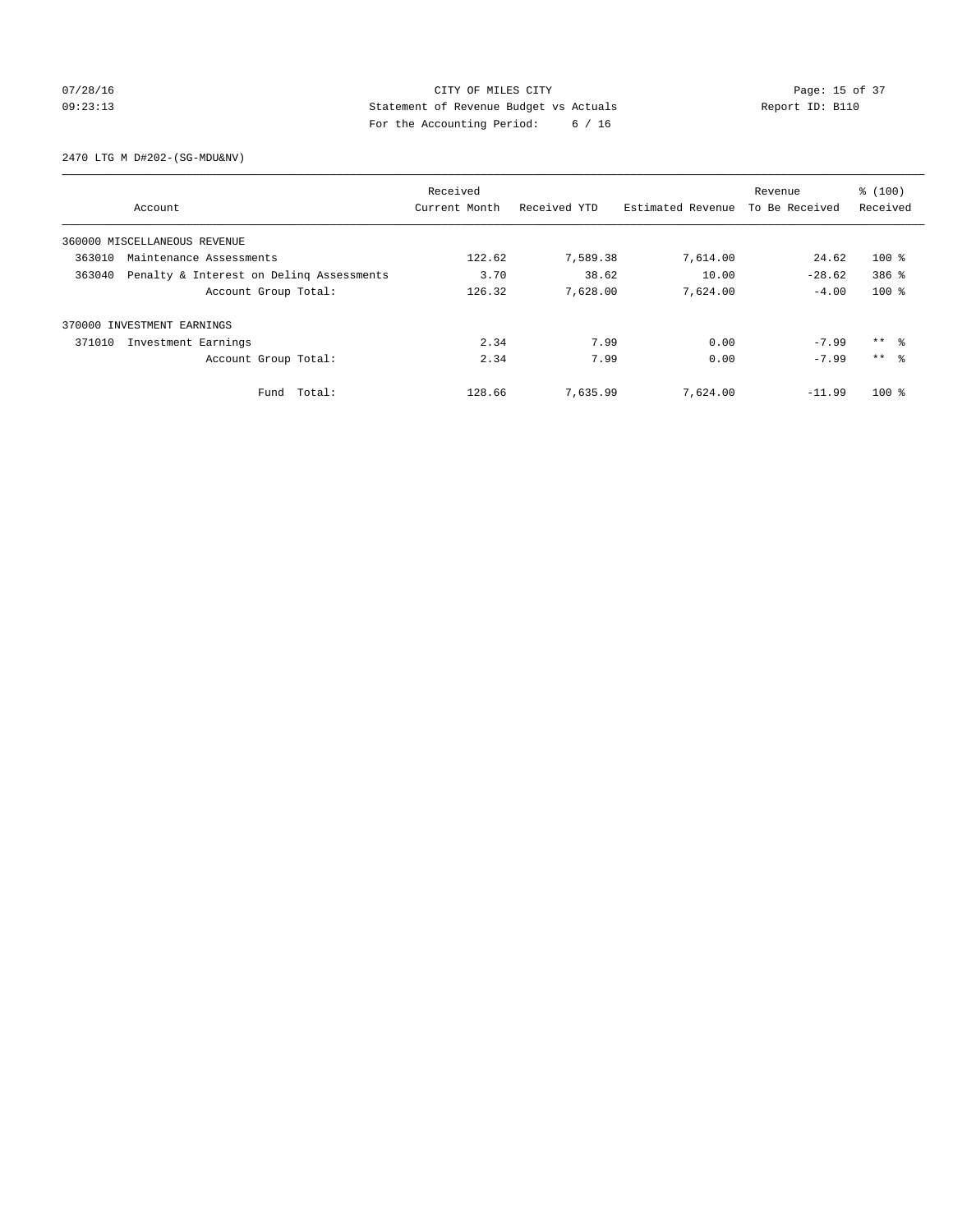CITY OF MILES CITY
Statement of Revenue Budget vs Actuals
For the Accounting Period: 6 / 16

07/28/16 09:23:13 Report ID: B110

2470 LTG M D#202-(SG-MDU&NV)

| Account | | Received Current Month | Received YTD | Estimated Revenue | Revenue To Be Received | % (100) Received |
|---|---|---|---|---|---|---|
| 360000 MISCELLANEOUS REVENUE | | | | | | |
| 363010 | Maintenance Assessments | 122.62 | 7,589.38 | 7,614.00 | 24.62 | 100 % |
| 363040 | Penalty & Interest on Delinq Assessments | 3.70 | 38.62 | 10.00 | -28.62 | 386 % |
| | Account Group Total: | 126.32 | 7,628.00 | 7,624.00 | -4.00 | 100 % |
| 370000 INVESTMENT EARNINGS | | | | | | |
| 371010 | Investment Earnings | 2.34 | 7.99 | 0.00 | -7.99 | ** % |
| | Account Group Total: | 2.34 | 7.99 | 0.00 | -7.99 | ** % |
| | Fund Total: | 128.66 | 7,635.99 | 7,624.00 | -11.99 | 100 % |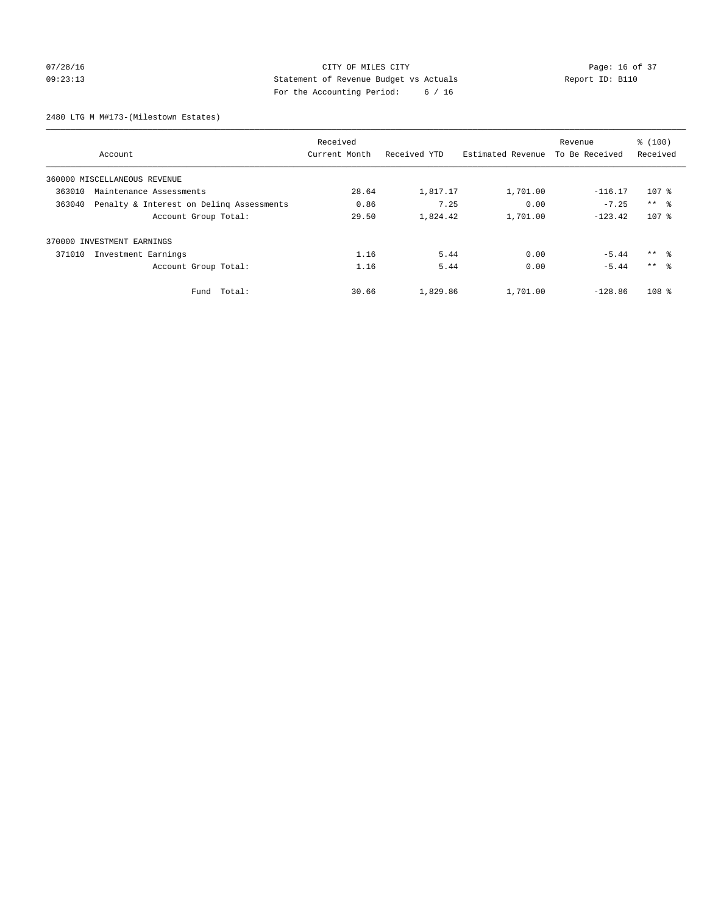07/28/16 CITY OF MILES CITY
09:23:13 Statement of Revenue Budget vs Actuals Report ID: B110
For the Accounting Period: 6 / 16

2480 LTG M M#173-(Milestown Estates)

| Account | Received Current Month | Received YTD | Estimated Revenue | Revenue To Be Received | % (100) Received |
|---|---|---|---|---|---|
| 360000 MISCELLANEOUS REVENUE | | | | | |
| 363010 Maintenance Assessments | 28.64 | 1,817.17 | 1,701.00 | -116.17 | 107 % |
| 363040 Penalty & Interest on Delinq Assessments | 0.86 | 7.25 | 0.00 | -7.25 | ** % |
| Account Group Total: | 29.50 | 1,824.42 | 1,701.00 | -123.42 | 107 % |
| 370000 INVESTMENT EARNINGS | | | | | |
| 371010 Investment Earnings | 1.16 | 5.44 | 0.00 | -5.44 | ** % |
| Account Group Total: | 1.16 | 5.44 | 0.00 | -5.44 | ** % |
| Fund Total: | 30.66 | 1,829.86 | 1,701.00 | -128.86 | 108 % |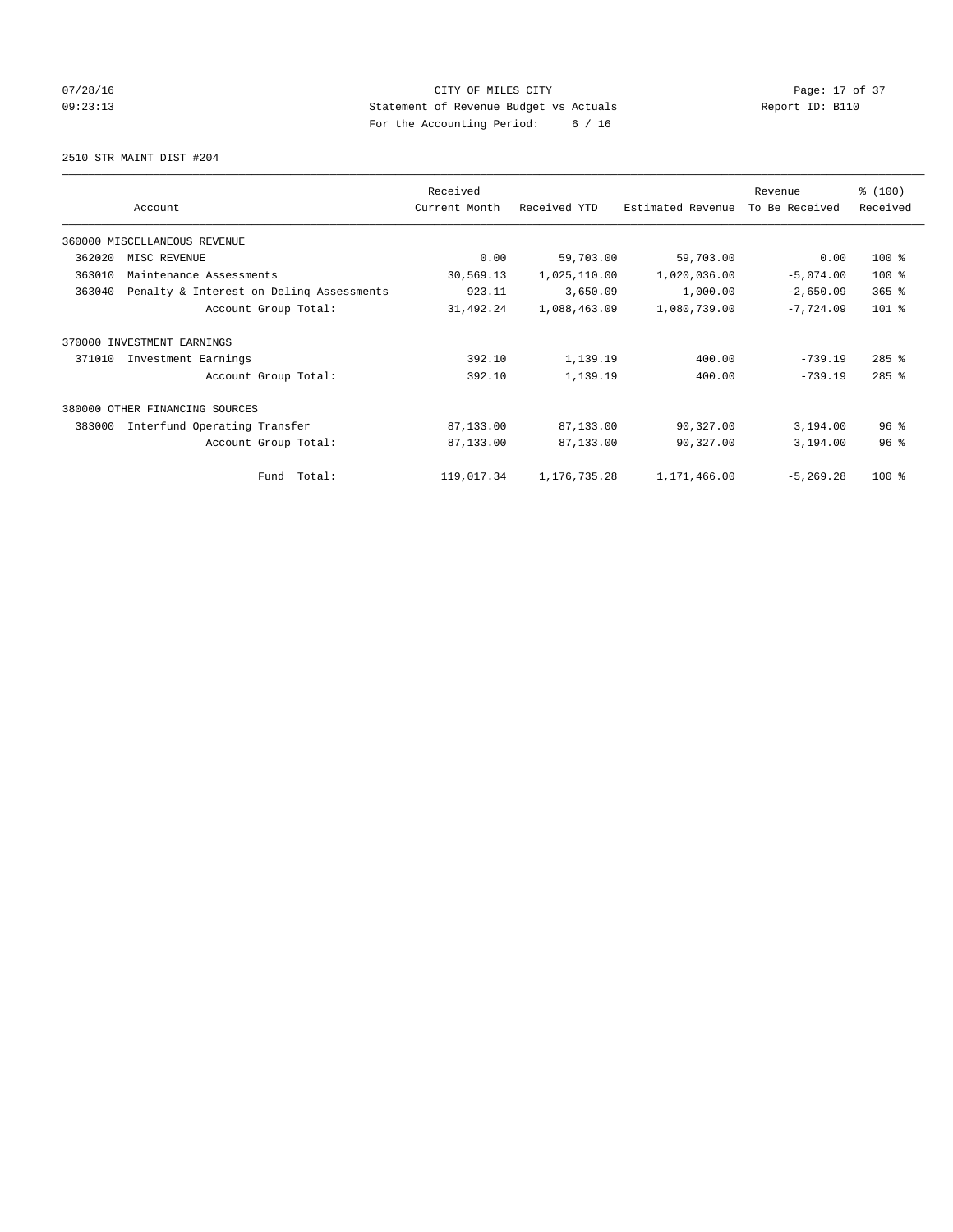CITY OF MILES CITY
Statement of Revenue Budget vs Actuals
For the Accounting Period: 6 / 16

07/28/16
09:23:13

Report ID: B110

2510 STR MAINT DIST #204

| Account | Received Current Month | Received YTD | Estimated Revenue | Revenue To Be Received | % (100) Received |
|---|---|---|---|---|---|
| 360000 MISCELLANEOUS REVENUE | | | | | |
| 362020 MISC REVENUE | 0.00 | 59,703.00 | 59,703.00 | 0.00 | 100 % |
| 363010 Maintenance Assessments | 30,569.13 | 1,025,110.00 | 1,020,036.00 | -5,074.00 | 100 % |
| 363040 Penalty & Interest on Delinq Assessments | 923.11 | 3,650.09 | 1,000.00 | -2,650.09 | 365 % |
| Account Group Total: | 31,492.24 | 1,088,463.09 | 1,080,739.00 | -7,724.09 | 101 % |
| 370000 INVESTMENT EARNINGS | | | | | |
| 371010 Investment Earnings | 392.10 | 1,139.19 | 400.00 | -739.19 | 285 % |
| Account Group Total: | 392.10 | 1,139.19 | 400.00 | -739.19 | 285 % |
| 380000 OTHER FINANCING SOURCES | | | | | |
| 383000 Interfund Operating Transfer | 87,133.00 | 87,133.00 | 90,327.00 | 3,194.00 | 96 % |
| Account Group Total: | 87,133.00 | 87,133.00 | 90,327.00 | 3,194.00 | 96 % |
| Fund Total: | 119,017.34 | 1,176,735.28 | 1,171,466.00 | -5,269.28 | 100 % |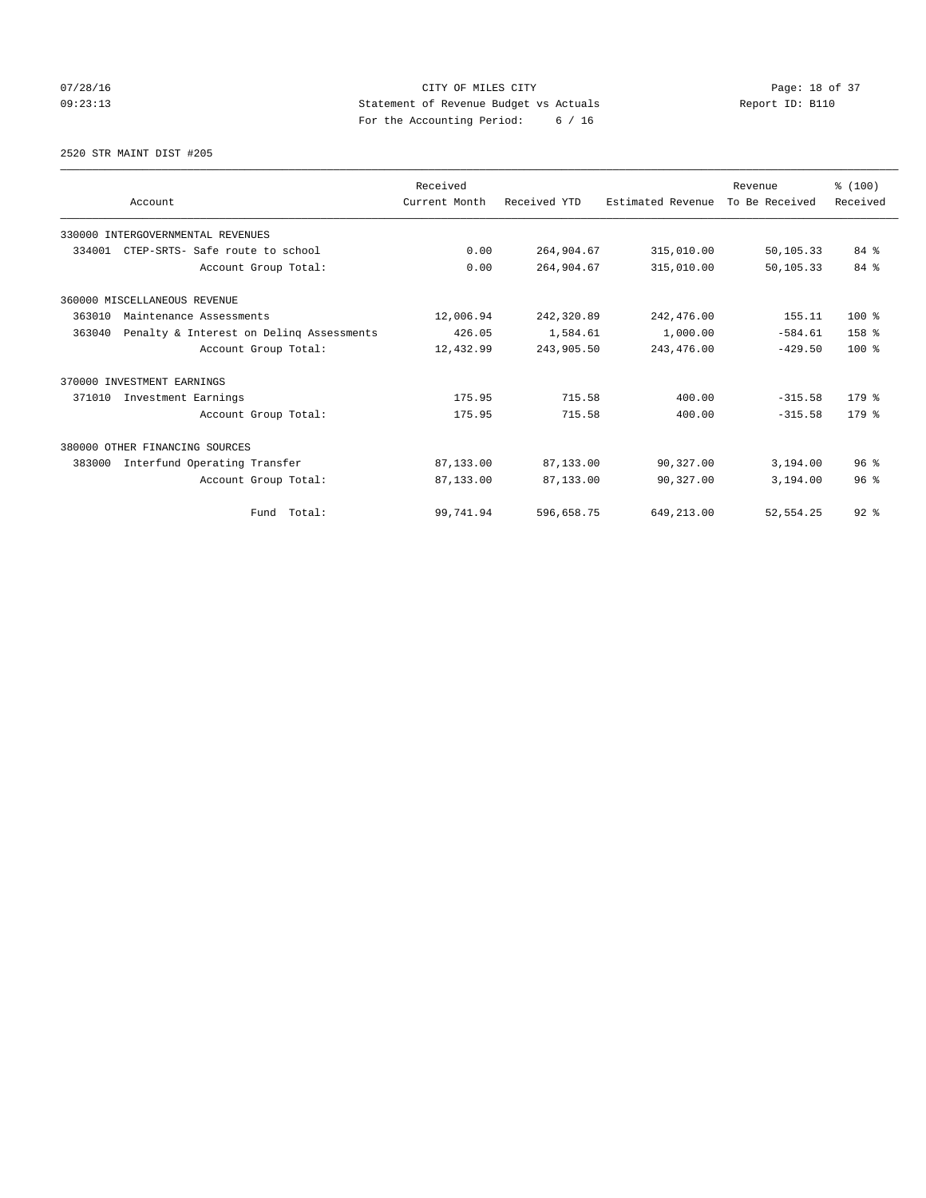CITY OF MILES CITY
Statement of Revenue Budget vs Actuals
For the Accounting Period: 6 / 16

07/28/16
09:23:13

Report ID: B110

2520 STR MAINT DIST #205

| Account | Received Current Month | Received YTD | Estimated Revenue | Revenue To Be Received | % (100) Received |
|---|---|---|---|---|---|
| 330000 INTERGOVERNMENTAL REVENUES | | | | | |
| 334001 CTEP-SRTS- Safe route to school | 0.00 | 264,904.67 | 315,010.00 | 50,105.33 | 84 % |
| Account Group Total: | 0.00 | 264,904.67 | 315,010.00 | 50,105.33 | 84 % |
| 360000 MISCELLANEOUS REVENUE | | | | | |
| 363010 Maintenance Assessments | 12,006.94 | 242,320.89 | 242,476.00 | 155.11 | 100 % |
| 363040 Penalty & Interest on Delinq Assessments | 426.05 | 1,584.61 | 1,000.00 | -584.61 | 158 % |
| Account Group Total: | 12,432.99 | 243,905.50 | 243,476.00 | -429.50 | 100 % |
| 370000 INVESTMENT EARNINGS | | | | | |
| 371010 Investment Earnings | 175.95 | 715.58 | 400.00 | -315.58 | 179 % |
| Account Group Total: | 175.95 | 715.58 | 400.00 | -315.58 | 179 % |
| 380000 OTHER FINANCING SOURCES | | | | | |
| 383000 Interfund Operating Transfer | 87,133.00 | 87,133.00 | 90,327.00 | 3,194.00 | 96 % |
| Account Group Total: | 87,133.00 | 87,133.00 | 90,327.00 | 3,194.00 | 96 % |
| Fund Total: | 99,741.94 | 596,658.75 | 649,213.00 | 52,554.25 | 92 % |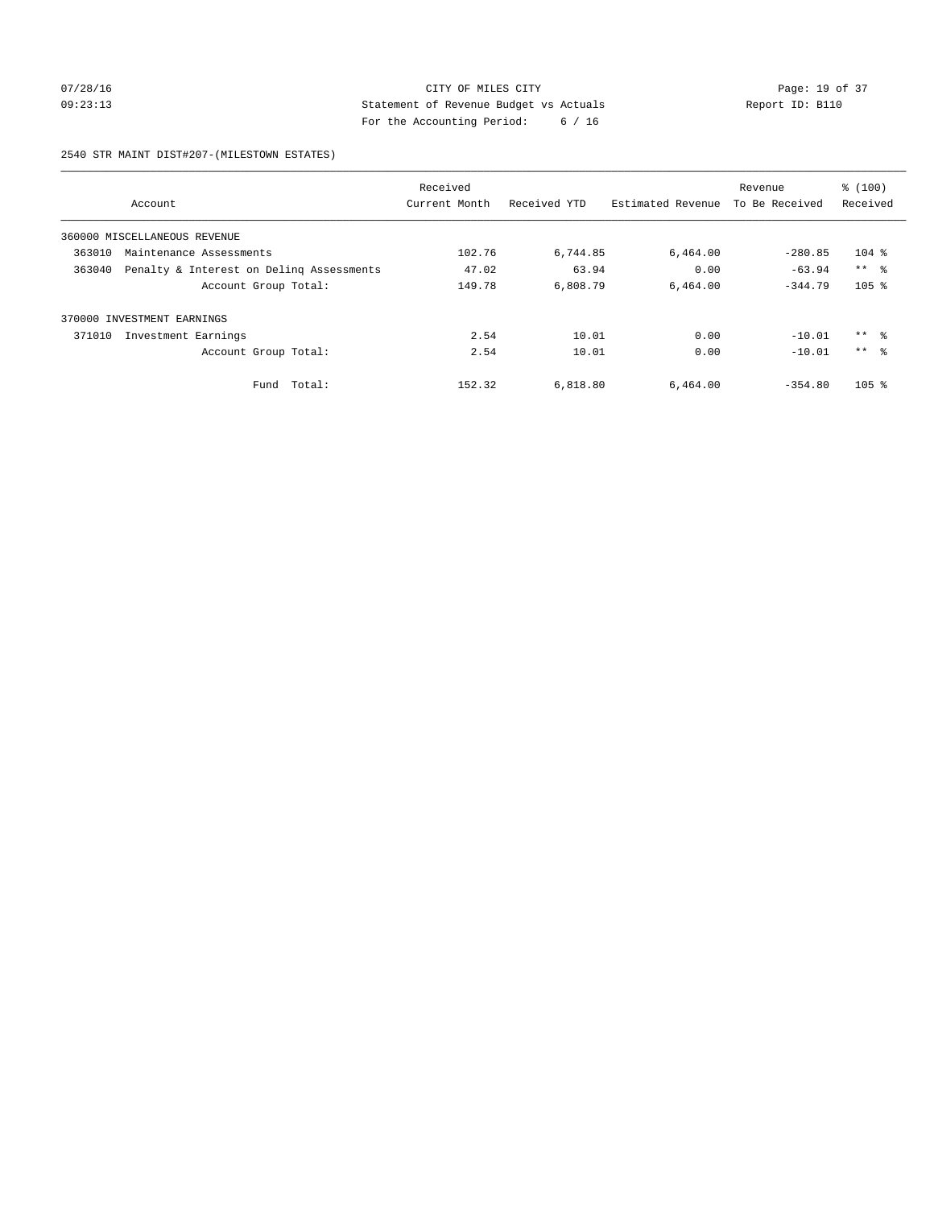CITY OF MILES CITY
Statement of Revenue Budget vs Actuals
For the Accounting Period: 6 / 16

07/28/16
09:23:13

Report ID: B110

2540 STR MAINT DIST#207-(MILESTOWN ESTATES)

| Account | | Received Current Month | Received YTD | Estimated Revenue | Revenue To Be Received | % (100) Received |
|---|---|---|---|---|---|---|
| 360000 MISCELLANEOUS REVENUE | | | | | | |
| 363010 | Maintenance Assessments | 102.76 | 6,744.85 | 6,464.00 | -280.85 | 104 % |
| 363040 | Penalty & Interest on Delinq Assessments | 47.02 | 63.94 | 0.00 | -63.94 | ** % |
| | Account Group Total: | 149.78 | 6,808.79 | 6,464.00 | -344.79 | 105 % |
| 370000 INVESTMENT EARNINGS | | | | | | |
| 371010 | Investment Earnings | 2.54 | 10.01 | 0.00 | -10.01 | ** % |
| | Account Group Total: | 2.54 | 10.01 | 0.00 | -10.01 | ** % |
| | Fund Total: | 152.32 | 6,818.80 | 6,464.00 | -354.80 | 105 % |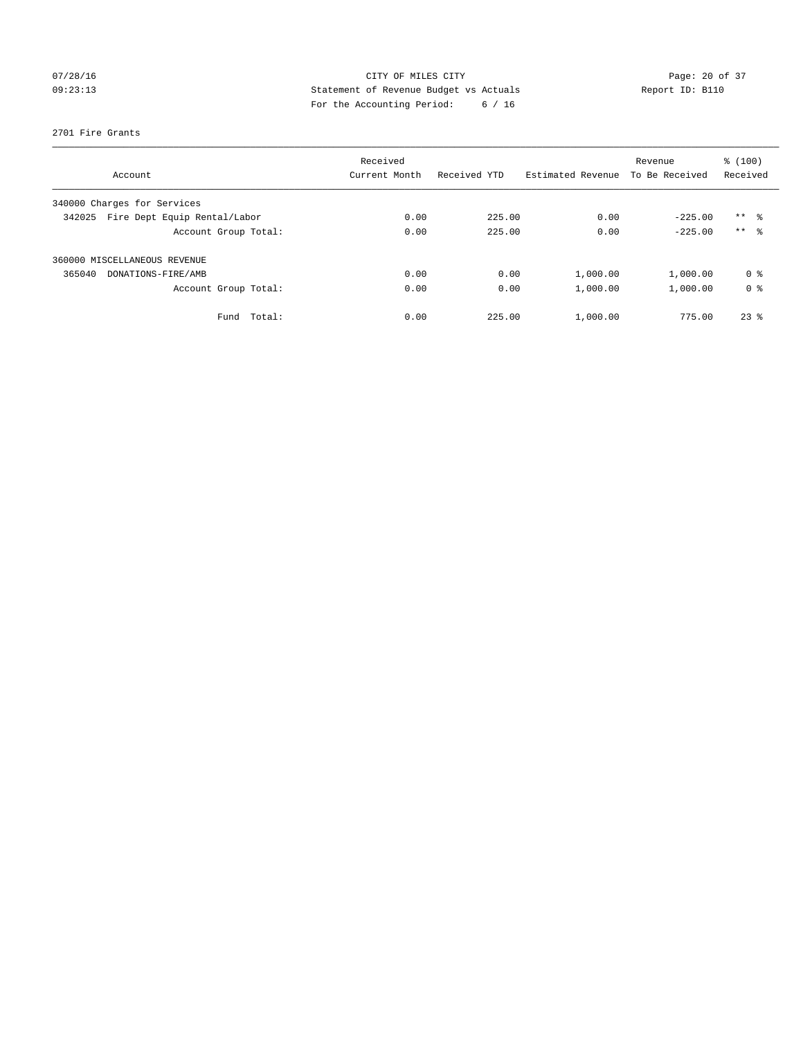CITY OF MILES CITY
Statement of Revenue Budget vs Actuals
For the Accounting Period: 6 / 16

07/28/16
09:23:13

Report ID: B110

2701 Fire Grants

| Account | Received Current Month | Received YTD | Estimated Revenue | Revenue To Be Received | % (100) Received |
|---|---|---|---|---|---|
| 340000 Charges for Services | | | | | |
| 342025 Fire Dept Equip Rental/Labor | 0.00 | 225.00 | 0.00 | -225.00 | ** % |
| Account Group Total: | 0.00 | 225.00 | 0.00 | -225.00 | ** % |
| 360000 MISCELLANEOUS REVENUE | | | | | |
| 365040 DONATIONS-FIRE/AMB | 0.00 | 0.00 | 1,000.00 | 1,000.00 | 0 % |
| Account Group Total: | 0.00 | 0.00 | 1,000.00 | 1,000.00 | 0 % |
| Fund Total: | 0.00 | 225.00 | 1,000.00 | 775.00 | 23 % |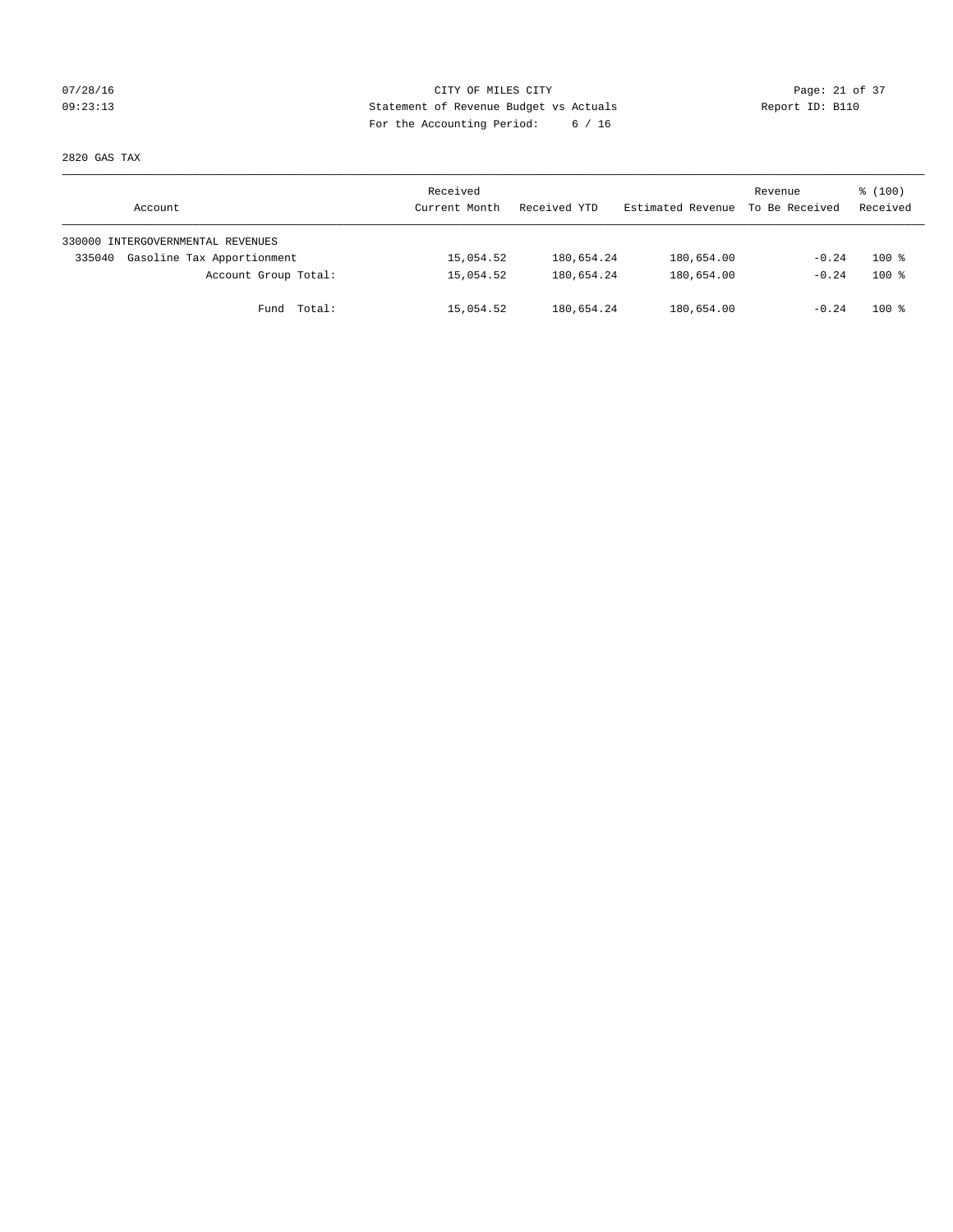CITY OF MILES CITY
Statement of Revenue Budget vs Actuals
For the Accounting Period: 6 / 16

07/28/16
09:23:13

Report ID: B110

2820 GAS TAX

| Account | Received Current Month | Received YTD | Estimated Revenue | Revenue To Be Received | % (100) Received |
|---|---|---|---|---|---|
| 330000 INTERGOVERNMENTAL REVENUES | | | | | |
| 335040 Gasoline Tax Apportionment | 15,054.52 | 180,654.24 | 180,654.00 | -0.24 | 100 % |
| Account Group Total: | 15,054.52 | 180,654.24 | 180,654.00 | -0.24 | 100 % |
| Fund Total: | 15,054.52 | 180,654.24 | 180,654.00 | -0.24 | 100 % |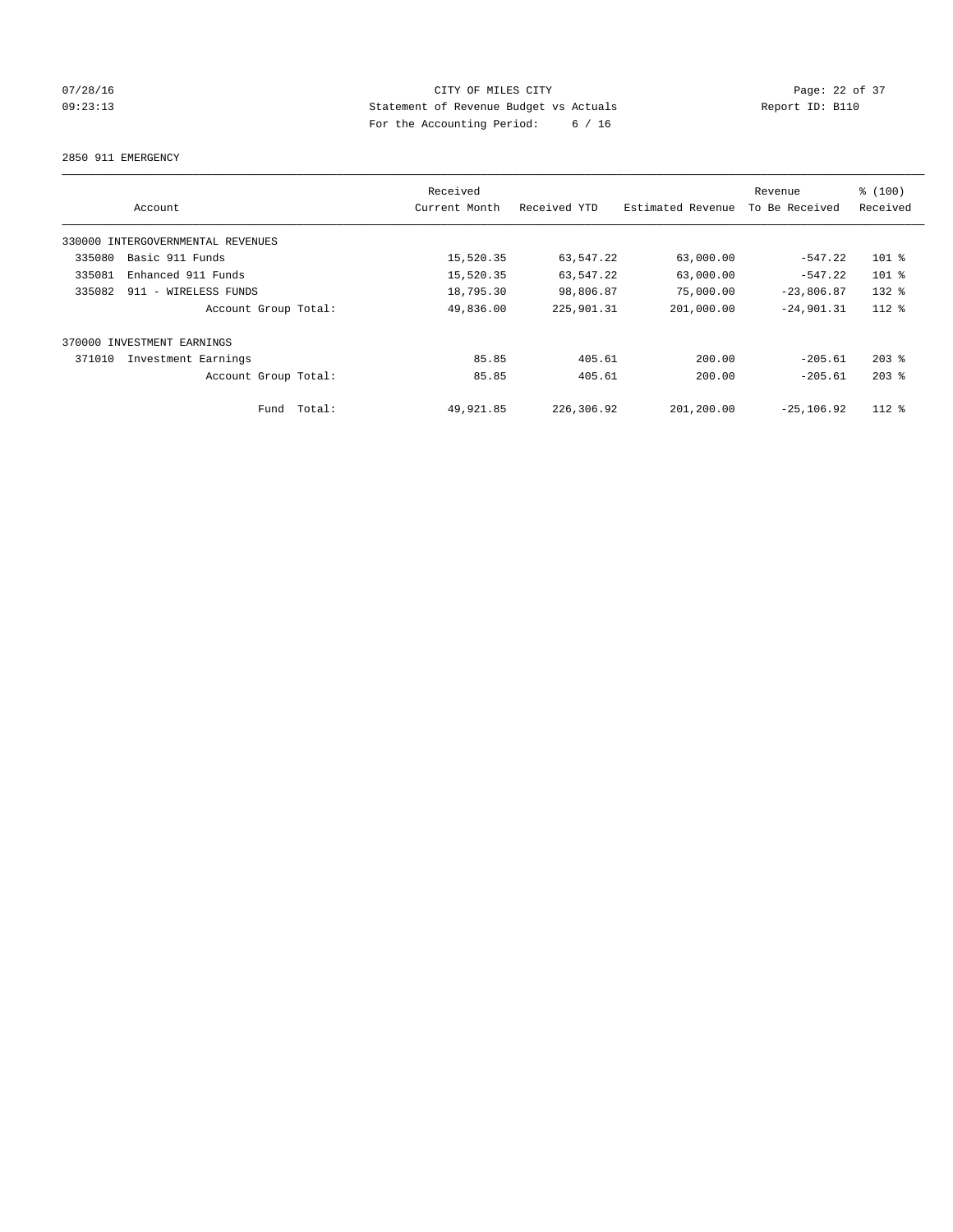CITY OF MILES CITY
Statement of Revenue Budget vs Actuals
For the Accounting Period: 6 / 16

07/28/16
09:23:13

Report ID: B110

2850 911 EMERGENCY

| Account | Received Current Month | Received YTD | Estimated Revenue | Revenue To Be Received | % (100) Received |
|---|---|---|---|---|---|
| 330000 INTERGOVERNMENTAL REVENUES | | | | | |
| 335080 Basic 911 Funds | 15,520.35 | 63,547.22 | 63,000.00 | -547.22 | 101 % |
| 335081 Enhanced 911 Funds | 15,520.35 | 63,547.22 | 63,000.00 | -547.22 | 101 % |
| 335082 911 - WIRELESS FUNDS | 18,795.30 | 98,806.87 | 75,000.00 | -23,806.87 | 132 % |
| Account Group Total: | 49,836.00 | 225,901.31 | 201,000.00 | -24,901.31 | 112 % |
| 370000 INVESTMENT EARNINGS | | | | | |
| 371010 Investment Earnings | 85.85 | 405.61 | 200.00 | -205.61 | 203 % |
| Account Group Total: | 85.85 | 405.61 | 200.00 | -205.61 | 203 % |
| Fund Total: | 49,921.85 | 226,306.92 | 201,200.00 | -25,106.92 | 112 % |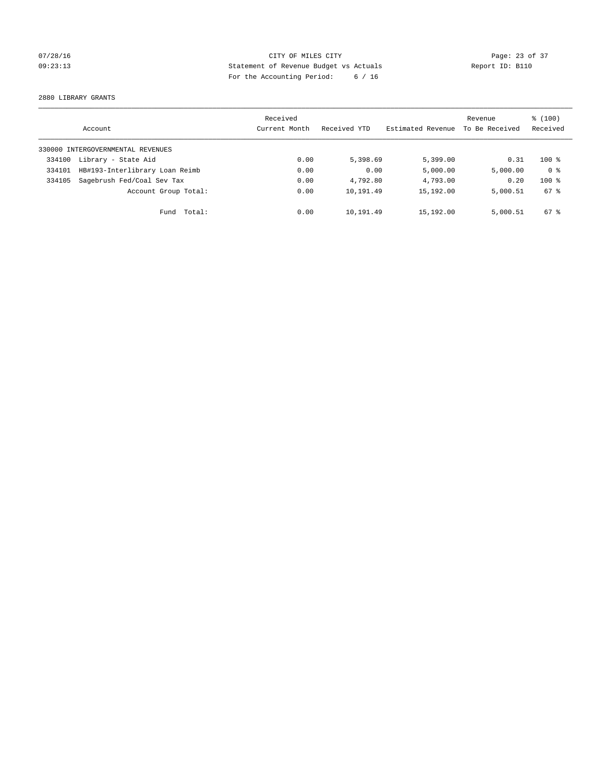07/28/16 CITY OF MILES CITY
09:23:13 Statement of Revenue Budget vs Actuals Report ID: B110
For the Accounting Period: 6 / 16

2880 LIBRARY GRANTS

| Account | | Received Current Month | Received YTD | Estimated Revenue | Revenue To Be Received | % (100) Received |
|---|---|---|---|---|---|---|
| 330000 INTERGOVERNMENTAL REVENUES | | | | | | |
| 334100 | Library - State Aid | 0.00 | 5,398.69 | 5,399.00 | 0.31 | 100 % |
| 334101 | HB#193-Interlibrary Loan Reimb | 0.00 | 0.00 | 5,000.00 | 5,000.00 | 0 % |
| 334105 | Sagebrush Fed/Coal Sev Tax | 0.00 | 4,792.80 | 4,793.00 | 0.20 | 100 % |
| | Account Group Total: | 0.00 | 10,191.49 | 15,192.00 | 5,000.51 | 67 % |
| | Fund Total: | 0.00 | 10,191.49 | 15,192.00 | 5,000.51 | 67 % |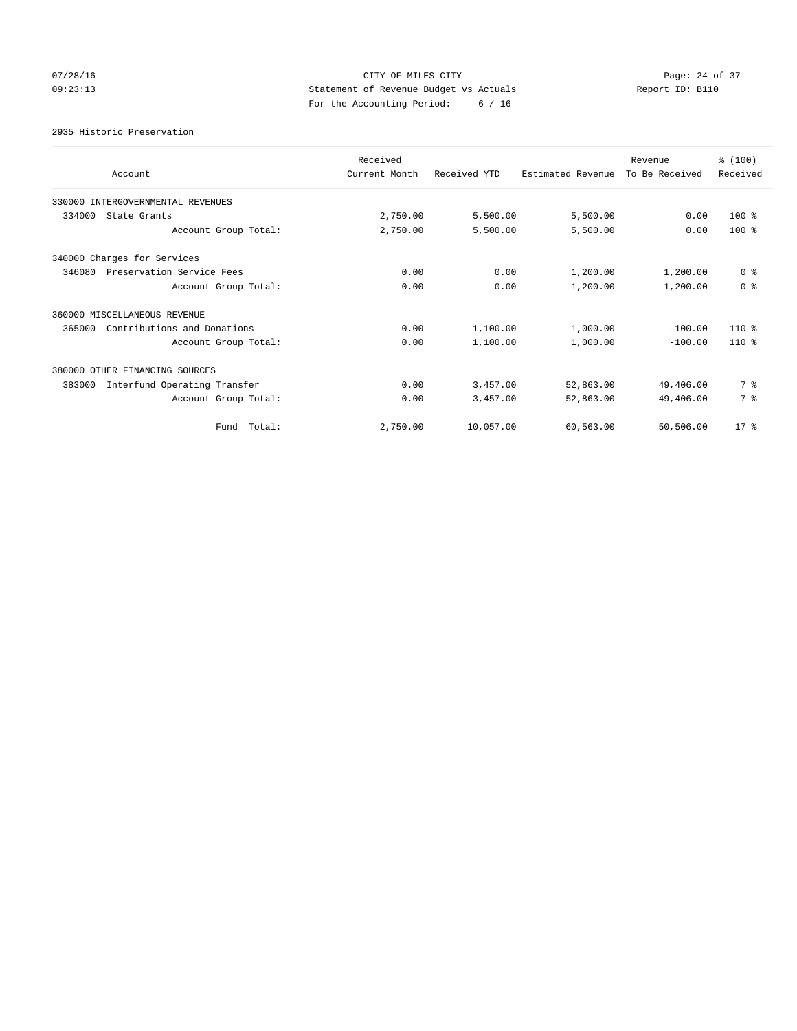CITY OF MILES CITY
Statement of Revenue Budget vs Actuals
For the Accounting Period: 6 / 16

07/28/16
09:23:13

Report ID: B110

2935 Historic Preservation

| Account | Received Current Month | Received YTD | Estimated Revenue | Revenue To Be Received | % (100) Received |
|---|---|---|---|---|---|
| 330000 INTERGOVERNMENTAL REVENUES | | | | | |
| 334000 State Grants | 2,750.00 | 5,500.00 | 5,500.00 | 0.00 | 100 % |
| Account Group Total: | 2,750.00 | 5,500.00 | 5,500.00 | 0.00 | 100 % |
| 340000 Charges for Services | | | | | |
| 346080 Preservation Service Fees | 0.00 | 0.00 | 1,200.00 | 1,200.00 | 0 % |
| Account Group Total: | 0.00 | 0.00 | 1,200.00 | 1,200.00 | 0 % |
| 360000 MISCELLANEOUS REVENUE | | | | | |
| 365000 Contributions and Donations | 0.00 | 1,100.00 | 1,000.00 | -100.00 | 110 % |
| Account Group Total: | 0.00 | 1,100.00 | 1,000.00 | -100.00 | 110 % |
| 380000 OTHER FINANCING SOURCES | | | | | |
| 383000 Interfund Operating Transfer | 0.00 | 3,457.00 | 52,863.00 | 49,406.00 | 7 % |
| Account Group Total: | 0.00 | 3,457.00 | 52,863.00 | 49,406.00 | 7 % |
| Fund Total: | 2,750.00 | 10,057.00 | 60,563.00 | 50,506.00 | 17 % |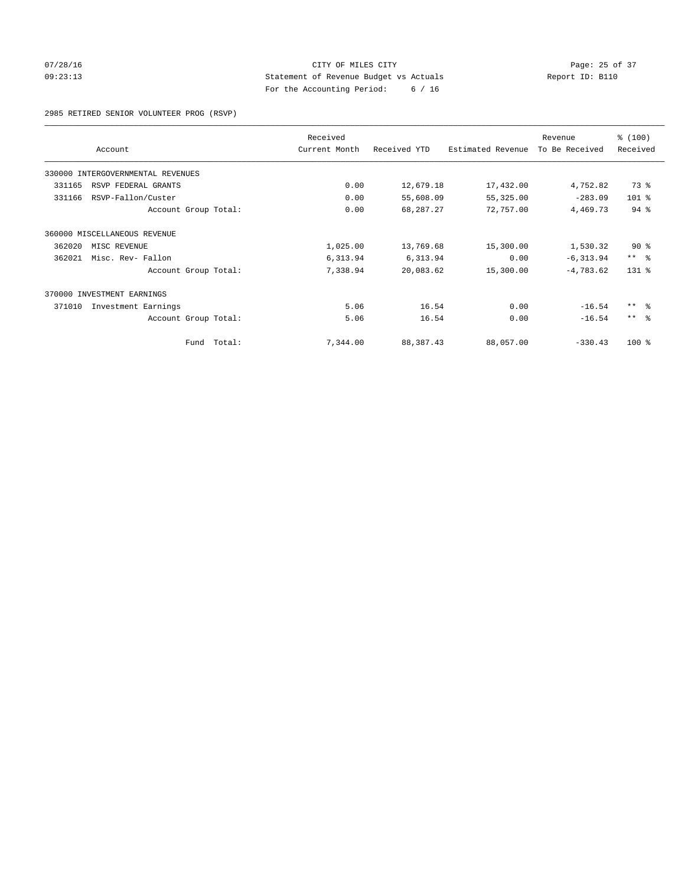CITY OF MILES CITY
Statement of Revenue Budget vs Actuals
For the Accounting Period: 6 / 16

07/28/16
09:23:13

Report ID: B110

2985 RETIRED SENIOR VOLUNTEER PROG (RSVP)

| Account | Received Current Month | Received YTD | Estimated Revenue | Revenue To Be Received | % (100) Received |
|---|---|---|---|---|---|
| 330000 INTERGOVERNMENTAL REVENUES | | | | | |
| 331165 RSVP FEDERAL GRANTS | 0.00 | 12,679.18 | 17,432.00 | 4,752.82 | 73 % |
| 331166 RSVP-Fallon/Custer | 0.00 | 55,608.09 | 55,325.00 | -283.09 | 101 % |
| Account Group Total: | 0.00 | 68,287.27 | 72,757.00 | 4,469.73 | 94 % |
| 360000 MISCELLANEOUS REVENUE | | | | | |
| 362020 MISC REVENUE | 1,025.00 | 13,769.68 | 15,300.00 | 1,530.32 | 90 % |
| 362021 Misc. Rev- Fallon | 6,313.94 | 6,313.94 | 0.00 | -6,313.94 | ** % |
| Account Group Total: | 7,338.94 | 20,083.62 | 15,300.00 | -4,783.62 | 131 % |
| 370000 INVESTMENT EARNINGS | | | | | |
| 371010 Investment Earnings | 5.06 | 16.54 | 0.00 | -16.54 | ** % |
| Account Group Total: | 5.06 | 16.54 | 0.00 | -16.54 | ** % |
| Fund Total: | 7,344.00 | 88,387.43 | 88,057.00 | -330.43 | 100 % |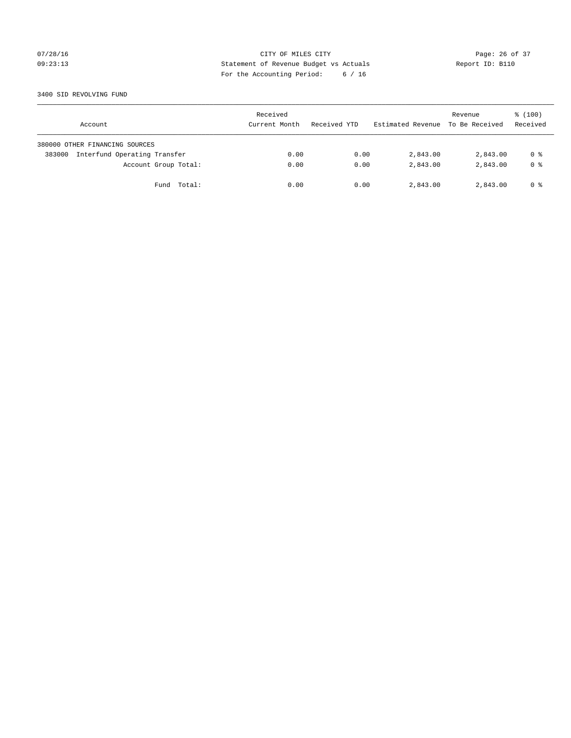CITY OF MILES CITY
Statement of Revenue Budget vs Actuals
For the Accounting Period: 6 / 16

07/28/16
09:23:13

Report ID: B110

3400 SID REVOLVING FUND

| Account | Received Current Month | Received YTD | Estimated Revenue | Revenue To Be Received | % (100) Received |
|---|---|---|---|---|---|
| 380000 OTHER FINANCING SOURCES | | | | | |
| 383000 Interfund Operating Transfer | 0.00 | 0.00 | 2,843.00 | 2,843.00 | 0 % |
| Account Group Total: | 0.00 | 0.00 | 2,843.00 | 2,843.00 | 0 % |
| Fund Total: | 0.00 | 0.00 | 2,843.00 | 2,843.00 | 0 % |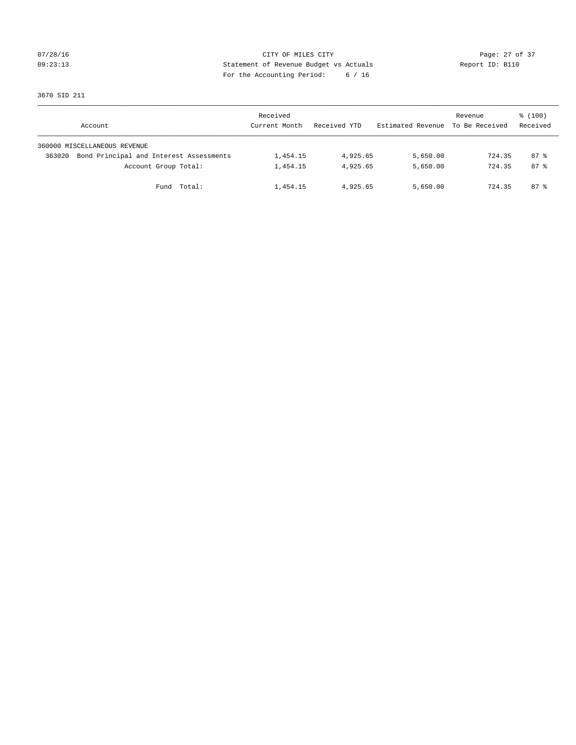CITY OF MILES CITY
Statement of Revenue Budget vs Actuals
For the Accounting Period: 6 / 16

07/28/16
09:23:13

Report ID: B110

3670 SID 211

| Account | Received Current Month | Received YTD | Estimated Revenue | Revenue To Be Received | % (100) Received |
|---|---|---|---|---|---|
| 360000 MISCELLANEOUS REVENUE | | | | | |
| 363020 Bond Principal and Interest Assessments | 1,454.15 | 4,925.65 | 5,650.00 | 724.35 | 87 % |
| Account Group Total: | 1,454.15 | 4,925.65 | 5,650.00 | 724.35 | 87 % |
| Fund Total: | 1,454.15 | 4,925.65 | 5,650.00 | 724.35 | 87 % |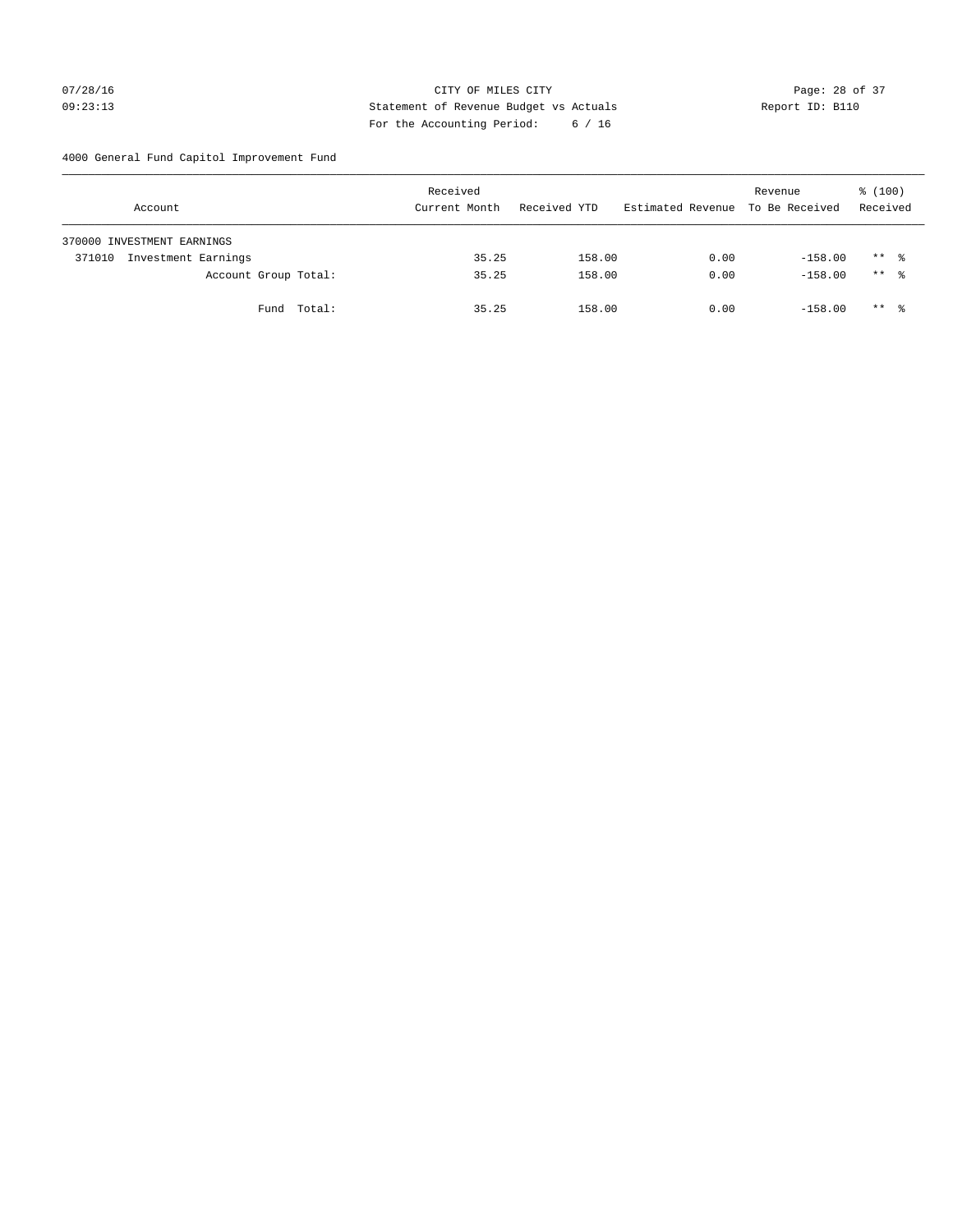CITY OF MILES CITY
Statement of Revenue Budget vs Actuals
For the Accounting Period: 6 / 16

07/28/16
09:23:13

Report ID: B110

4000 General Fund Capitol Improvement Fund

| Account | Received Current Month | Received YTD | Estimated Revenue | Revenue To Be Received | % (100) Received |
|---|---|---|---|---|---|
| 370000 INVESTMENT EARNINGS | | | | | |
| 371010 Investment Earnings | 35.25 | 158.00 | 0.00 | -158.00 | ** % |
| Account Group Total: | 35.25 | 158.00 | 0.00 | -158.00 | ** % |
| Fund Total: | 35.25 | 158.00 | 0.00 | -158.00 | ** % |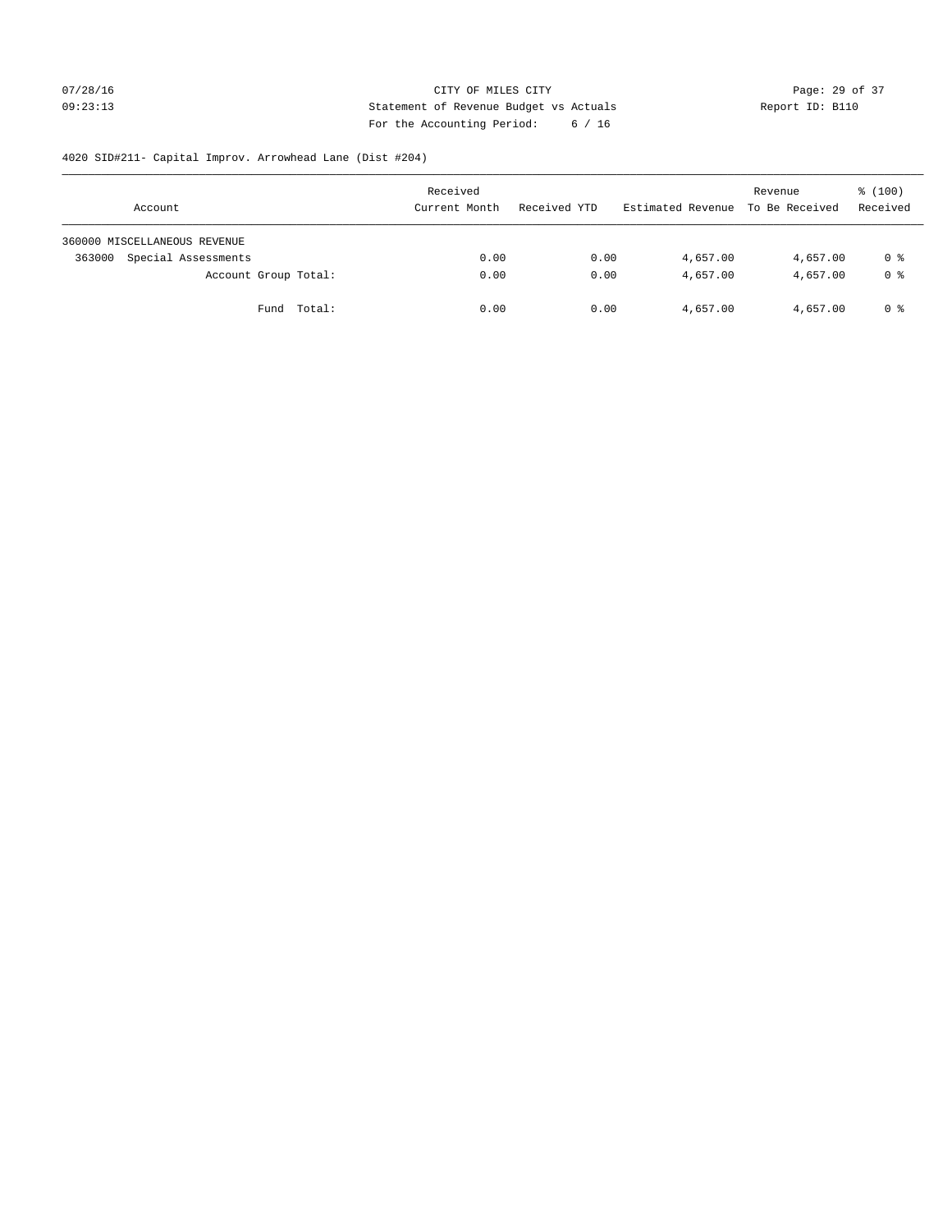CITY OF MILES CITY
Statement of Revenue Budget vs Actuals
For the Accounting Period: 6 / 16

07/28/16
09:23:13

Report ID: B110

4020 SID#211- Capital Improv. Arrowhead Lane (Dist #204)

| Account | Received Current Month | Received YTD | Estimated Revenue | Revenue To Be Received | % (100) Received |
|---|---|---|---|---|---|
| 360000 MISCELLANEOUS REVENUE | | | | | |
| 363000 Special Assessments | 0.00 | 0.00 | 4,657.00 | 4,657.00 | 0 % |
| Account Group Total: | 0.00 | 0.00 | 4,657.00 | 4,657.00 | 0 % |
| Fund Total: | 0.00 | 0.00 | 4,657.00 | 4,657.00 | 0 % |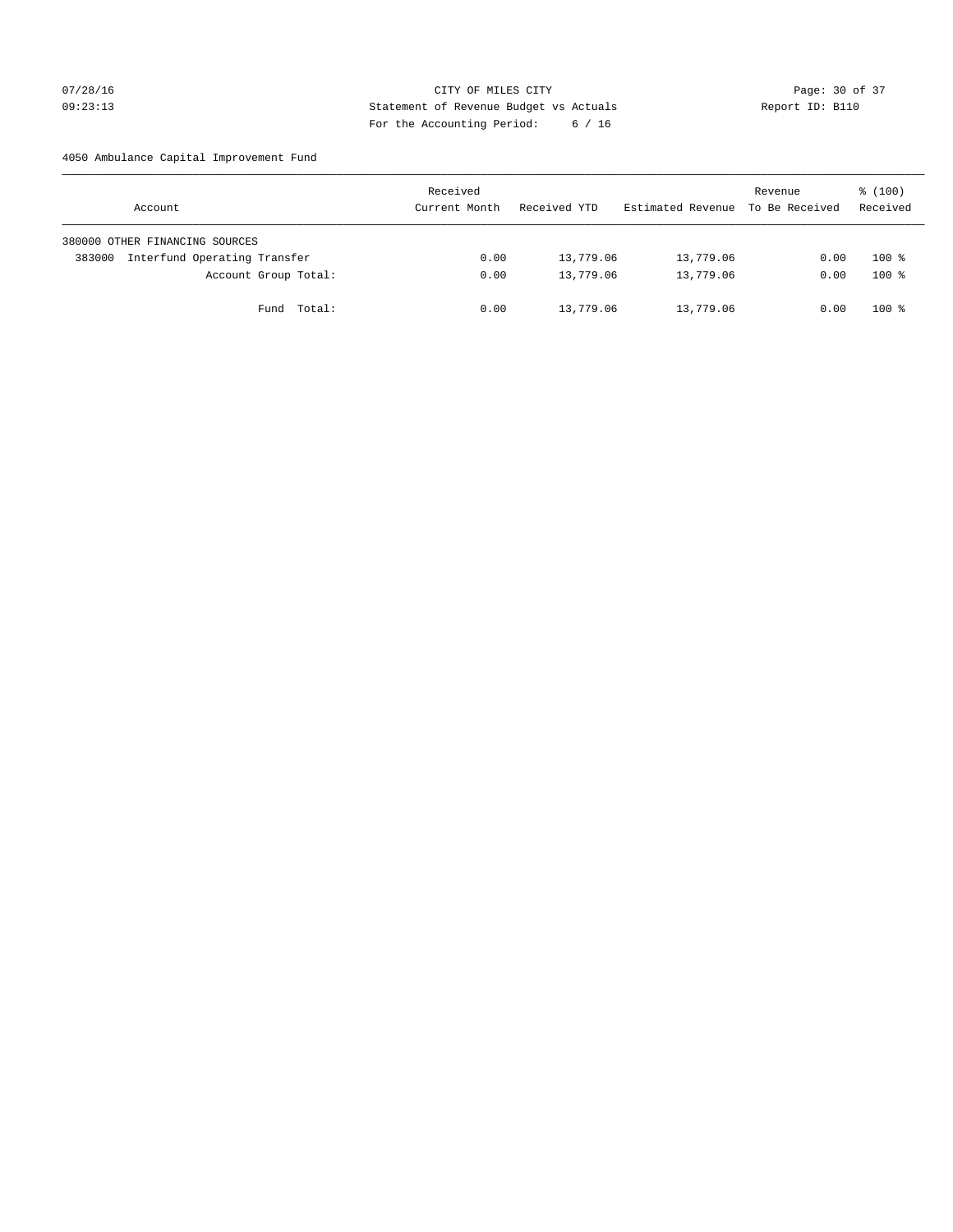CITY OF MILES CITY
Statement of Revenue Budget vs Actuals
For the Accounting Period: 6 / 16

07/28/16
09:23:13

Report ID: B110

4050 Ambulance Capital Improvement Fund

| Account | Received Current Month | Received YTD | Estimated Revenue | Revenue To Be Received | % (100) Received |
|---|---|---|---|---|---|
| 380000 OTHER FINANCING SOURCES | | | | | |
| 383000 Interfund Operating Transfer | 0.00 | 13,779.06 | 13,779.06 | 0.00 | 100 % |
| Account Group Total: | 0.00 | 13,779.06 | 13,779.06 | 0.00 | 100 % |
| Fund Total: | 0.00 | 13,779.06 | 13,779.06 | 0.00 | 100 % |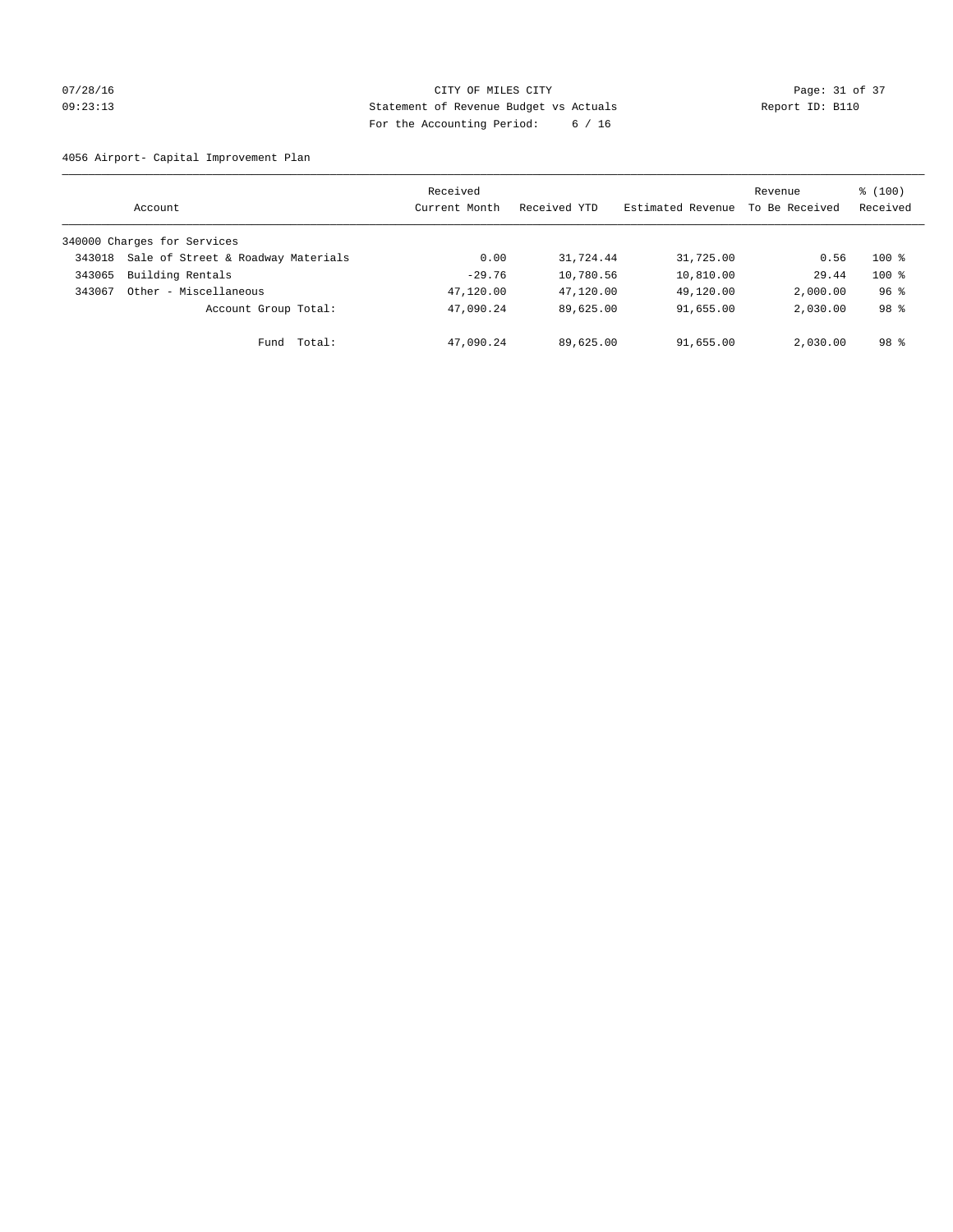CITY OF MILES CITY
Statement of Revenue Budget vs Actuals
For the Accounting Period: 6 / 16

07/28/16 09:23:13
Report ID: B110

4056 Airport- Capital Improvement Plan

| Account | | Received Current Month | Received YTD | Estimated Revenue | Revenue To Be Received | % (100) Received |
|---|---|---|---|---|---|---|
| 340000 Charges for Services | | | | | | |
| 343018 | Sale of Street & Roadway Materials | 0.00 | 31,724.44 | 31,725.00 | 0.56 | 100 % |
| 343065 | Building Rentals | -29.76 | 10,780.56 | 10,810.00 | 29.44 | 100 % |
| 343067 | Other - Miscellaneous | 47,120.00 | 47,120.00 | 49,120.00 | 2,000.00 | 96 % |
| | Account Group Total: | 47,090.24 | 89,625.00 | 91,655.00 | 2,030.00 | 98 % |
| | Fund Total: | 47,090.24 | 89,625.00 | 91,655.00 | 2,030.00 | 98 % |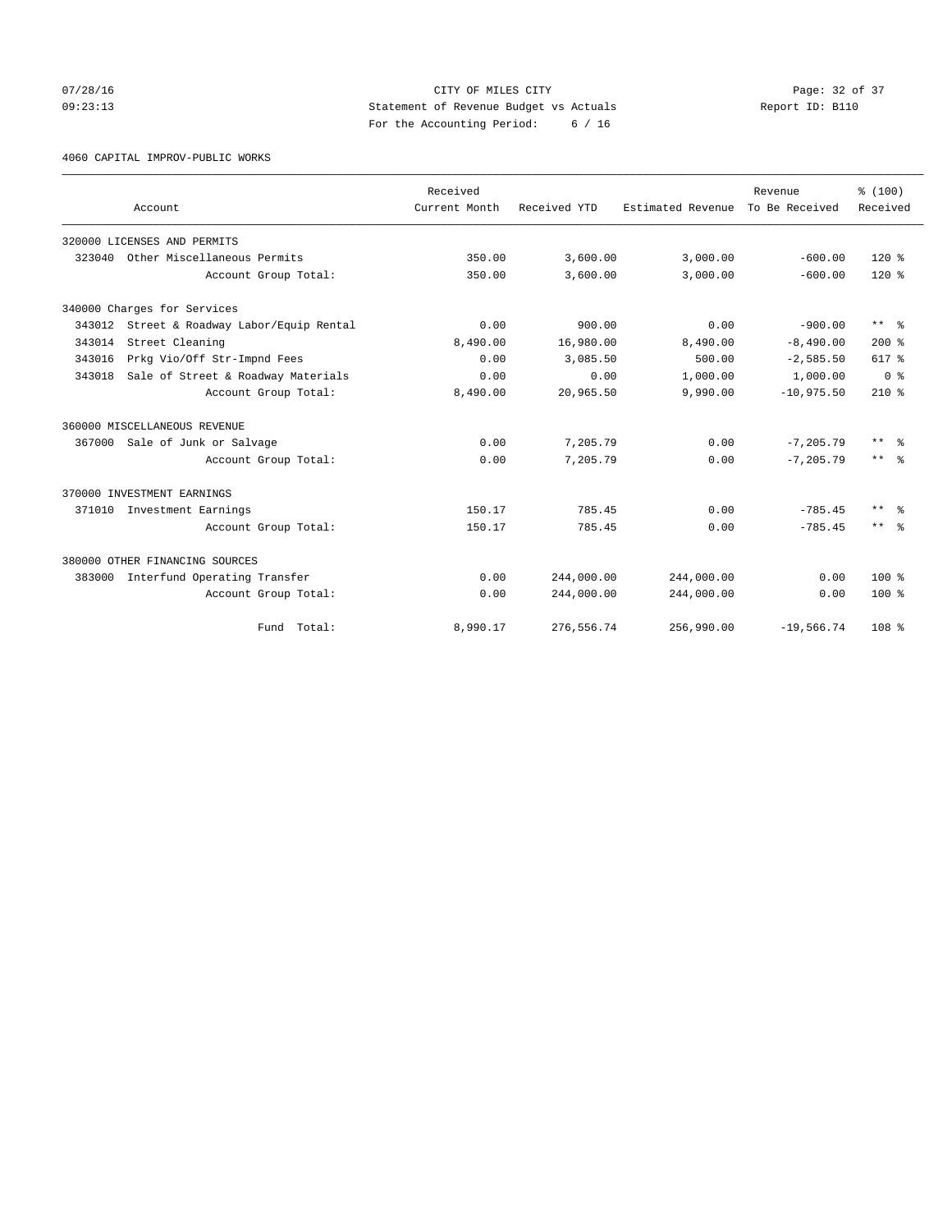CITY OF MILES CITY
Statement of Revenue Budget vs Actuals
For the Accounting Period: 6 / 16

07/28/16
09:23:13

Report ID: B110

4060 CAPITAL IMPROV-PUBLIC WORKS

| Account | Received Current Month | Received YTD | Estimated Revenue | Revenue To Be Received | % (100) Received |
|---|---|---|---|---|---|
| 320000 LICENSES AND PERMITS | | | | | |
| 323040 Other Miscellaneous Permits | 350.00 | 3,600.00 | 3,000.00 | -600.00 | 120 % |
| Account Group Total: | 350.00 | 3,600.00 | 3,000.00 | -600.00 | 120 % |
| 340000 Charges for Services | | | | | |
| 343012 Street & Roadway Labor/Equip Rental | 0.00 | 900.00 | 0.00 | -900.00 | ** % |
| 343014 Street Cleaning | 8,490.00 | 16,980.00 | 8,490.00 | -8,490.00 | 200 % |
| 343016 Prkg Vio/Off Str-Impnd Fees | 0.00 | 3,085.50 | 500.00 | -2,585.50 | 617 % |
| 343018 Sale of Street & Roadway Materials | 0.00 | 0.00 | 1,000.00 | 1,000.00 | 0 % |
| Account Group Total: | 8,490.00 | 20,965.50 | 9,990.00 | -10,975.50 | 210 % |
| 360000 MISCELLANEOUS REVENUE | | | | | |
| 367000 Sale of Junk or Salvage | 0.00 | 7,205.79 | 0.00 | -7,205.79 | ** % |
| Account Group Total: | 0.00 | 7,205.79 | 0.00 | -7,205.79 | ** % |
| 370000 INVESTMENT EARNINGS | | | | | |
| 371010 Investment Earnings | 150.17 | 785.45 | 0.00 | -785.45 | ** % |
| Account Group Total: | 150.17 | 785.45 | 0.00 | -785.45 | ** % |
| 380000 OTHER FINANCING SOURCES | | | | | |
| 383000 Interfund Operating Transfer | 0.00 | 244,000.00 | 244,000.00 | 0.00 | 100 % |
| Account Group Total: | 0.00 | 244,000.00 | 244,000.00 | 0.00 | 100 % |
| Fund Total: | 8,990.17 | 276,556.74 | 256,990.00 | -19,566.74 | 108 % |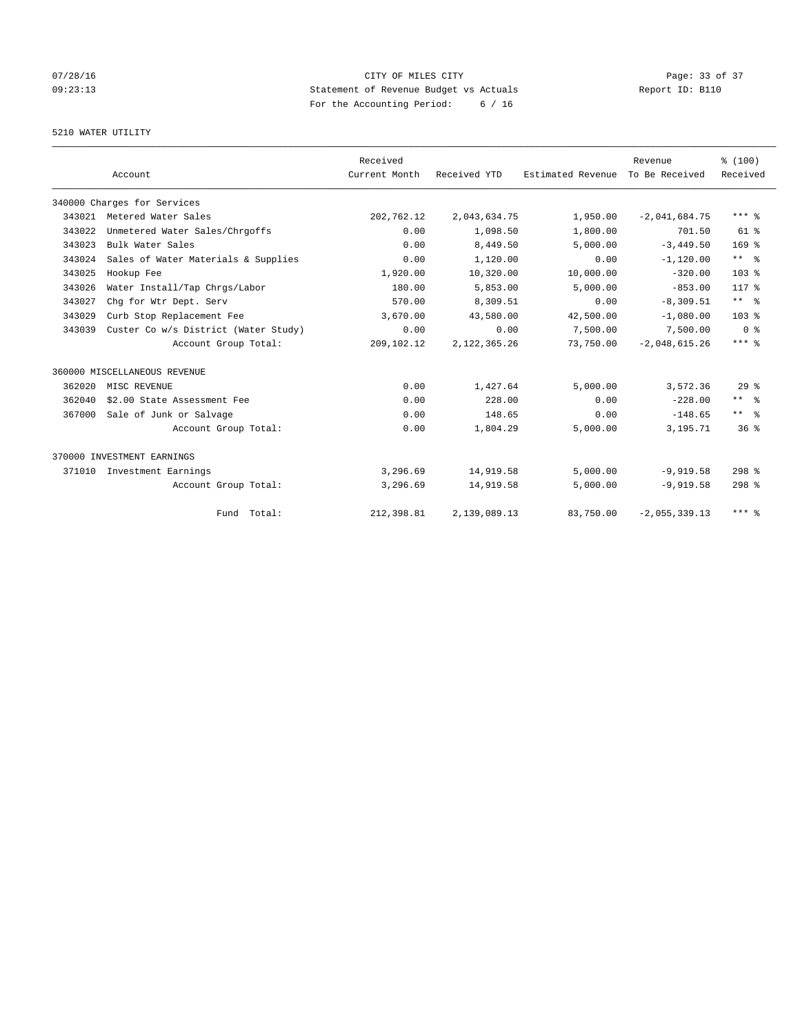CITY OF MILES CITY
Statement of Revenue Budget vs Actuals
For the Accounting Period: 6 / 16

07/28/16
09:23:13

Report ID: B110

5210 WATER UTILITY

| | Account | Received Current Month | Received YTD | Estimated Revenue | Revenue To Be Received | % (100) Received |
|---|---|---|---|---|---|---|
| 340000 Charges for Services | | | | | | |
| 343021 | Metered Water Sales | 202,762.12 | 2,043,634.75 | 1,950.00 | -2,041,684.75 | *** % |
| 343022 | Unmetered Water Sales/Chrgoffs | 0.00 | 1,098.50 | 1,800.00 | 701.50 | 61 % |
| 343023 | Bulk Water Sales | 0.00 | 8,449.50 | 5,000.00 | -3,449.50 | 169 % |
| 343024 | Sales of Water Materials & Supplies | 0.00 | 1,120.00 | 0.00 | -1,120.00 | ** % |
| 343025 | Hookup Fee | 1,920.00 | 10,320.00 | 10,000.00 | -320.00 | 103 % |
| 343026 | Water Install/Tap Chrgs/Labor | 180.00 | 5,853.00 | 5,000.00 | -853.00 | 117 % |
| 343027 | Chg for Wtr Dept. Serv | 570.00 | 8,309.51 | 0.00 | -8,309.51 | ** % |
| 343029 | Curb Stop Replacement Fee | 3,670.00 | 43,580.00 | 42,500.00 | -1,080.00 | 103 % |
| 343039 | Custer Co w/s District (Water Study) | 0.00 | 0.00 | 7,500.00 | 7,500.00 | 0 % |
| | Account Group Total: | 209,102.12 | 2,122,365.26 | 73,750.00 | -2,048,615.26 | *** % |
| 360000 MISCELLANEOUS REVENUE | | | | | | |
| 362020 | MISC REVENUE | 0.00 | 1,427.64 | 5,000.00 | 3,572.36 | 29 % |
| 362040 | $2.00 State Assessment Fee | 0.00 | 228.00 | 0.00 | -228.00 | ** % |
| 367000 | Sale of Junk or Salvage | 0.00 | 148.65 | 0.00 | -148.65 | ** % |
| | Account Group Total: | 0.00 | 1,804.29 | 5,000.00 | 3,195.71 | 36 % |
| 370000 INVESTMENT EARNINGS | | | | | | |
| 371010 | Investment Earnings | 3,296.69 | 14,919.58 | 5,000.00 | -9,919.58 | 298 % |
| | Account Group Total: | 3,296.69 | 14,919.58 | 5,000.00 | -9,919.58 | 298 % |
| | Fund Total: | 212,398.81 | 2,139,089.13 | 83,750.00 | -2,055,339.13 | *** % |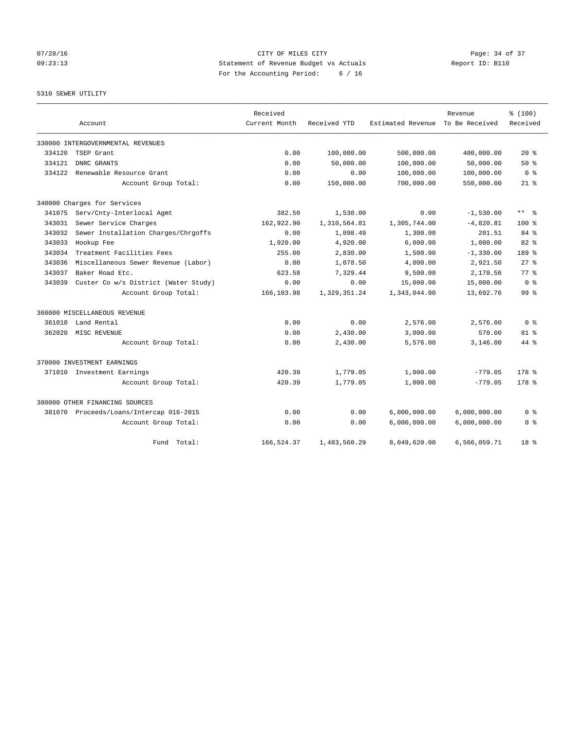CITY OF MILES CITY
Statement of Revenue Budget vs Actuals
For the Accounting Period: 6 / 16

07/28/16
09:23:13

Report ID: B110

## 5310 SEWER UTILITY

| Account | Received Current Month | Received YTD | Estimated Revenue | Revenue To Be Received | % (100) Received |
|---|---|---|---|---|---|
| 330000 INTERGOVERNMENTAL REVENUES | | | | | |
| 334120 TSEP Grant | 0.00 | 100,000.00 | 500,000.00 | 400,000.00 | 20 % |
| 334121 DNRC GRANTS | 0.00 | 50,000.00 | 100,000.00 | 50,000.00 | 50 % |
| 334122 Renewable Resource Grant | 0.00 | 0.00 | 100,000.00 | 100,000.00 | 0 % |
| Account Group Total: | 0.00 | 150,000.00 | 700,000.00 | 550,000.00 | 21 % |
| 340000 Charges for Services | | | | | |
| 341075 Serv/Cnty-Interlocal Agmt | 382.50 | 1,530.00 | 0.00 | -1,530.00 | ** % |
| 343031 Sewer Service Charges | 162,922.90 | 1,310,564.81 | 1,305,744.00 | -4,820.81 | 100 % |
| 343032 Sewer Installation Charges/Chrgoffs | 0.00 | 1,098.49 | 1,300.00 | 201.51 | 84 % |
| 343033 Hookup Fee | 1,920.00 | 4,920.00 | 6,000.00 | 1,080.00 | 82 % |
| 343034 Treatment Facilities Fees | 255.00 | 2,830.00 | 1,500.00 | -1,330.00 | 189 % |
| 343036 Miscellaneous Sewer Revenue (Labor) | 0.00 | 1,078.50 | 4,000.00 | 2,921.50 | 27 % |
| 343037 Baker Road Etc. | 623.58 | 7,329.44 | 9,500.00 | 2,170.56 | 77 % |
| 343039 Custer Co w/s District (Water Study) | 0.00 | 0.00 | 15,000.00 | 15,000.00 | 0 % |
| Account Group Total: | 166,103.98 | 1,329,351.24 | 1,343,044.00 | 13,692.76 | 99 % |
| 360000 MISCELLANEOUS REVENUE | | | | | |
| 361010 Land Rental | 0.00 | 0.00 | 2,576.00 | 2,576.00 | 0 % |
| 362020 MISC REVENUE | 0.00 | 2,430.00 | 3,000.00 | 570.00 | 81 % |
| Account Group Total: | 0.00 | 2,430.00 | 5,576.00 | 3,146.00 | 44 % |
| 370000 INVESTMENT EARNINGS | | | | | |
| 371010 Investment Earnings | 420.39 | 1,779.05 | 1,000.00 | -779.05 | 178 % |
| Account Group Total: | 420.39 | 1,779.05 | 1,000.00 | -779.05 | 178 % |
| 380000 OTHER FINANCING SOURCES | | | | | |
| 381070 Proceeds/Loans/Intercap 016-2015 | 0.00 | 0.00 | 6,000,000.00 | 6,000,000.00 | 0 % |
| Account Group Total: | 0.00 | 0.00 | 6,000,000.00 | 6,000,000.00 | 0 % |
| Fund Total: | 166,524.37 | 1,483,560.29 | 8,049,620.00 | 6,566,059.71 | 18 % |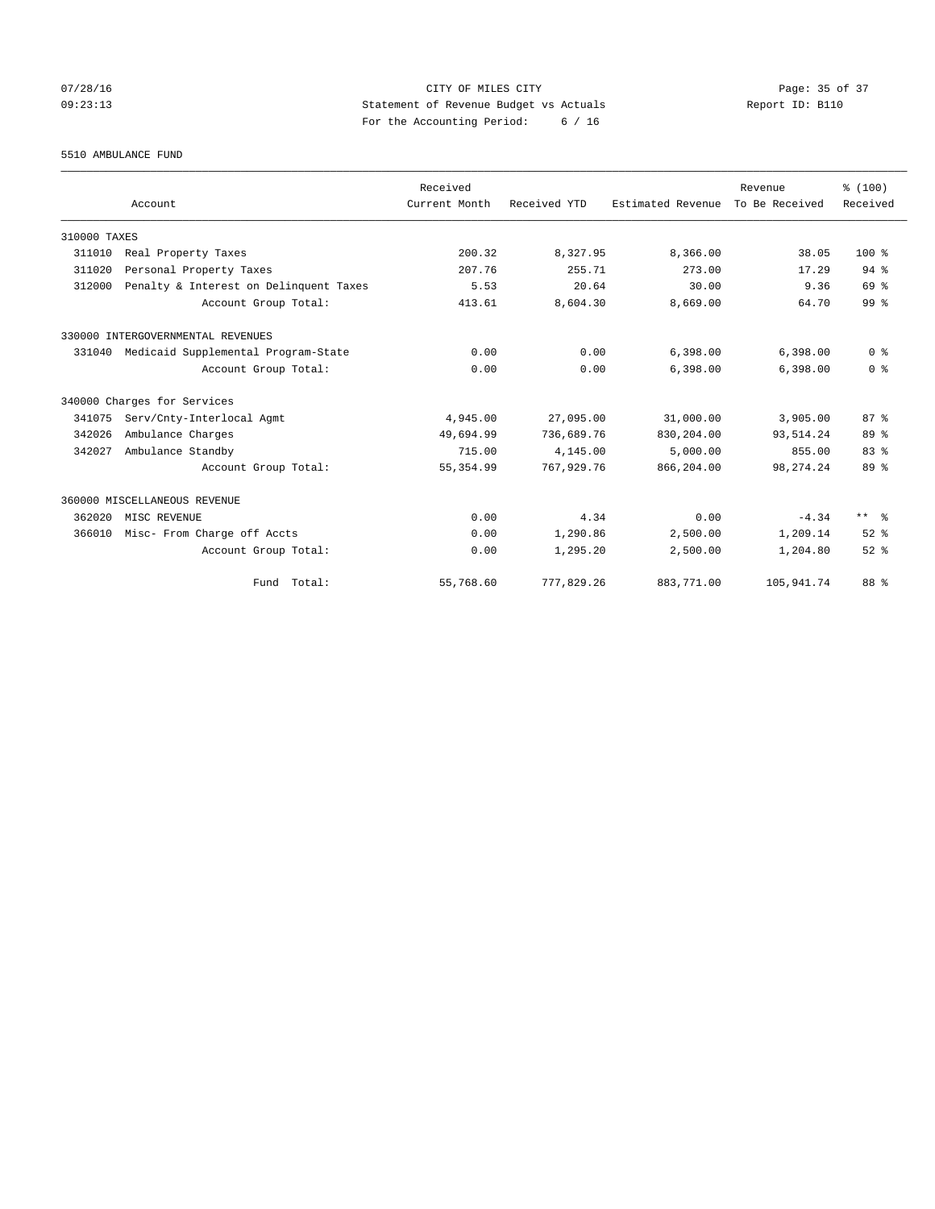CITY OF MILES CITY
Statement of Revenue Budget vs Actuals
For the Accounting Period: 6 / 16

Report ID: B110

5510 AMBULANCE FUND

| Account | Received Current Month | Received YTD | Estimated Revenue | Revenue To Be Received | % (100) Received |
|---|---|---|---|---|---|
| 310000 TAXES | | | | | |
| 311010 Real Property Taxes | 200.32 | 8,327.95 | 8,366.00 | 38.05 | 100 % |
| 311020 Personal Property Taxes | 207.76 | 255.71 | 273.00 | 17.29 | 94 % |
| 312000 Penalty & Interest on Delinquent Taxes | 5.53 | 20.64 | 30.00 | 9.36 | 69 % |
| Account Group Total: | 413.61 | 8,604.30 | 8,669.00 | 64.70 | 99 % |
| 330000 INTERGOVERNMENTAL REVENUES | | | | | |
| 331040 Medicaid Supplemental Program-State | 0.00 | 0.00 | 6,398.00 | 6,398.00 | 0 % |
| Account Group Total: | 0.00 | 0.00 | 6,398.00 | 6,398.00 | 0 % |
| 340000 Charges for Services | | | | | |
| 341075 Serv/Cnty-Interlocal Agmt | 4,945.00 | 27,095.00 | 31,000.00 | 3,905.00 | 87 % |
| 342026 Ambulance Charges | 49,694.99 | 736,689.76 | 830,204.00 | 93,514.24 | 89 % |
| 342027 Ambulance Standby | 715.00 | 4,145.00 | 5,000.00 | 855.00 | 83 % |
| Account Group Total: | 55,354.99 | 767,929.76 | 866,204.00 | 98,274.24 | 89 % |
| 360000 MISCELLANEOUS REVENUE | | | | | |
| 362020 MISC REVENUE | 0.00 | 4.34 | 0.00 | -4.34 | ** % |
| 366010 Misc- From Charge off Accts | 0.00 | 1,290.86 | 2,500.00 | 1,209.14 | 52 % |
| Account Group Total: | 0.00 | 1,295.20 | 2,500.00 | 1,204.80 | 52 % |
| Fund Total: | 55,768.60 | 777,829.26 | 883,771.00 | 105,941.74 | 88 % |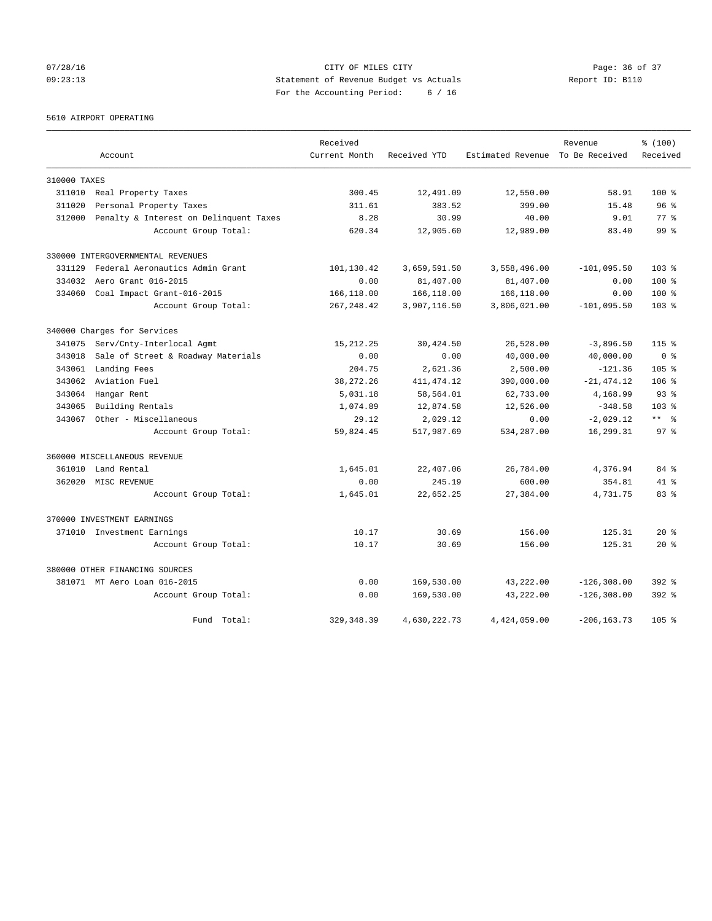CITY OF MILES CITY
Statement of Revenue Budget vs Actuals
For the Accounting Period: 6 / 16

07/28/16
09:23:13

Report ID: B110

5610 AIRPORT OPERATING

| Account | | Received Current Month | Received YTD | Estimated Revenue | Revenue To Be Received | % (100) Received |
|---|---|---|---|---|---|---|
| 310000 TAXES | | | | | | |
| 311010 | Real Property Taxes | 300.45 | 12,491.09 | 12,550.00 | 58.91 | 100 % |
| 311020 | Personal Property Taxes | 311.61 | 383.52 | 399.00 | 15.48 | 96 % |
| 312000 | Penalty & Interest on Delinquent Taxes | 8.28 | 30.99 | 40.00 | 9.01 | 77 % |
| | Account Group Total: | 620.34 | 12,905.60 | 12,989.00 | 83.40 | 99 % |
| 330000 INTERGOVERNMENTAL REVENUES | | | | | | |
| 331129 | Federal Aeronautics Admin Grant | 101,130.42 | 3,659,591.50 | 3,558,496.00 | -101,095.50 | 103 % |
| 334032 | Aero Grant 016-2015 | 0.00 | 81,407.00 | 81,407.00 | 0.00 | 100 % |
| 334060 | Coal Impact Grant-016-2015 | 166,118.00 | 166,118.00 | 166,118.00 | 0.00 | 100 % |
| | Account Group Total: | 267,248.42 | 3,907,116.50 | 3,806,021.00 | -101,095.50 | 103 % |
| 340000 Charges for Services | | | | | | |
| 341075 | Serv/Cnty-Interlocal Agmt | 15,212.25 | 30,424.50 | 26,528.00 | -3,896.50 | 115 % |
| 343018 | Sale of Street & Roadway Materials | 0.00 | 0.00 | 40,000.00 | 40,000.00 | 0 % |
| 343061 | Landing Fees | 204.75 | 2,621.36 | 2,500.00 | -121.36 | 105 % |
| 343062 | Aviation Fuel | 38,272.26 | 411,474.12 | 390,000.00 | -21,474.12 | 106 % |
| 343064 | Hangar Rent | 5,031.18 | 58,564.01 | 62,733.00 | 4,168.99 | 93 % |
| 343065 | Building Rentals | 1,074.89 | 12,874.58 | 12,526.00 | -348.58 | 103 % |
| 343067 | Other - Miscellaneous | 29.12 | 2,029.12 | 0.00 | -2,029.12 | ** % |
| | Account Group Total: | 59,824.45 | 517,987.69 | 534,287.00 | 16,299.31 | 97 % |
| 360000 MISCELLANEOUS REVENUE | | | | | | |
| 361010 | Land Rental | 1,645.01 | 22,407.06 | 26,784.00 | 4,376.94 | 84 % |
| 362020 | MISC REVENUE | 0.00 | 245.19 | 600.00 | 354.81 | 41 % |
| | Account Group Total: | 1,645.01 | 22,652.25 | 27,384.00 | 4,731.75 | 83 % |
| 370000 INVESTMENT EARNINGS | | | | | | |
| 371010 | Investment Earnings | 10.17 | 30.69 | 156.00 | 125.31 | 20 % |
| | Account Group Total: | 10.17 | 30.69 | 156.00 | 125.31 | 20 % |
| 380000 OTHER FINANCING SOURCES | | | | | | |
| 381071 | MT Aero Loan 016-2015 | 0.00 | 169,530.00 | 43,222.00 | -126,308.00 | 392 % |
| | Account Group Total: | 0.00 | 169,530.00 | 43,222.00 | -126,308.00 | 392 % |
| | Fund Total: | 329,348.39 | 4,630,222.73 | 4,424,059.00 | -206,163.73 | 105 % |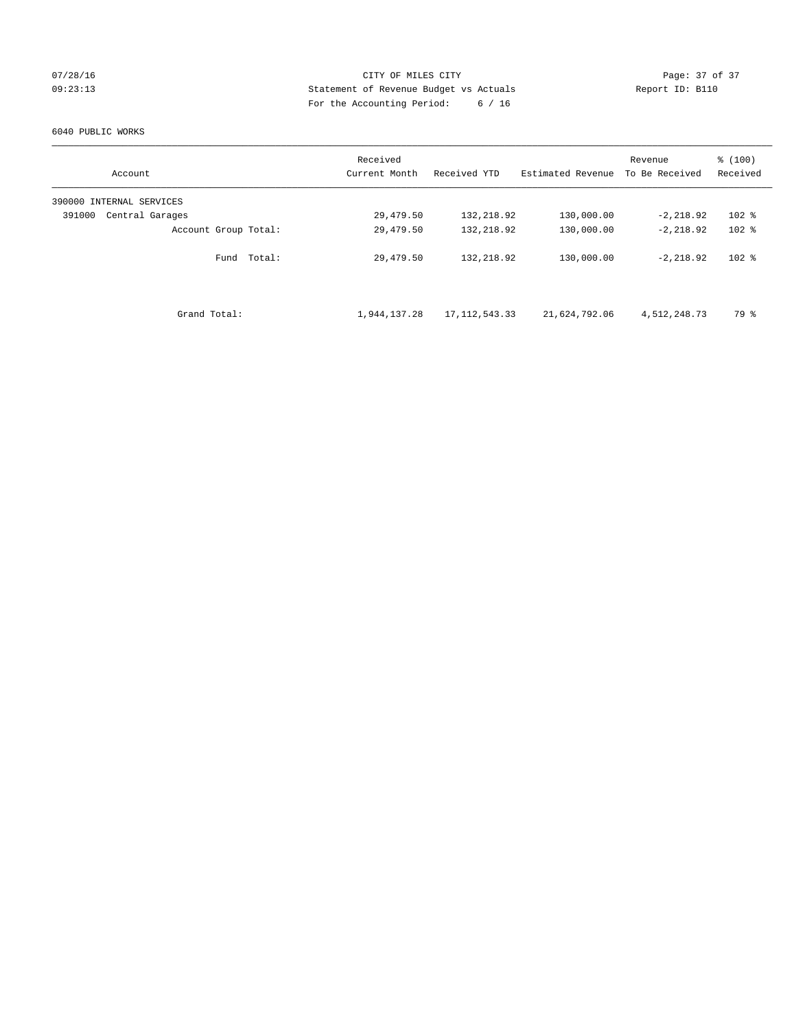CITY OF MILES CITY
Statement of Revenue Budget vs Actuals
For the Accounting Period: 6 / 16

07/28/16
09:23:13

Report ID: B110

6040 PUBLIC WORKS

| Account | Received Current Month | Received YTD | Estimated Revenue | Revenue To Be Received | % (100) Received |
|---|---|---|---|---|---|
| 390000 INTERNAL SERVICES | | | | | |
| 391000 Central Garages | 29,479.50 | 132,218.92 | 130,000.00 | -2,218.92 | 102 % |
| Account Group Total: | 29,479.50 | 132,218.92 | 130,000.00 | -2,218.92 | 102 % |
| Fund Total: | 29,479.50 | 132,218.92 | 130,000.00 | -2,218.92 | 102 % |
| Grand Total: | 1,944,137.28 | 17,112,543.33 | 21,624,792.06 | 4,512,248.73 | 79 % |